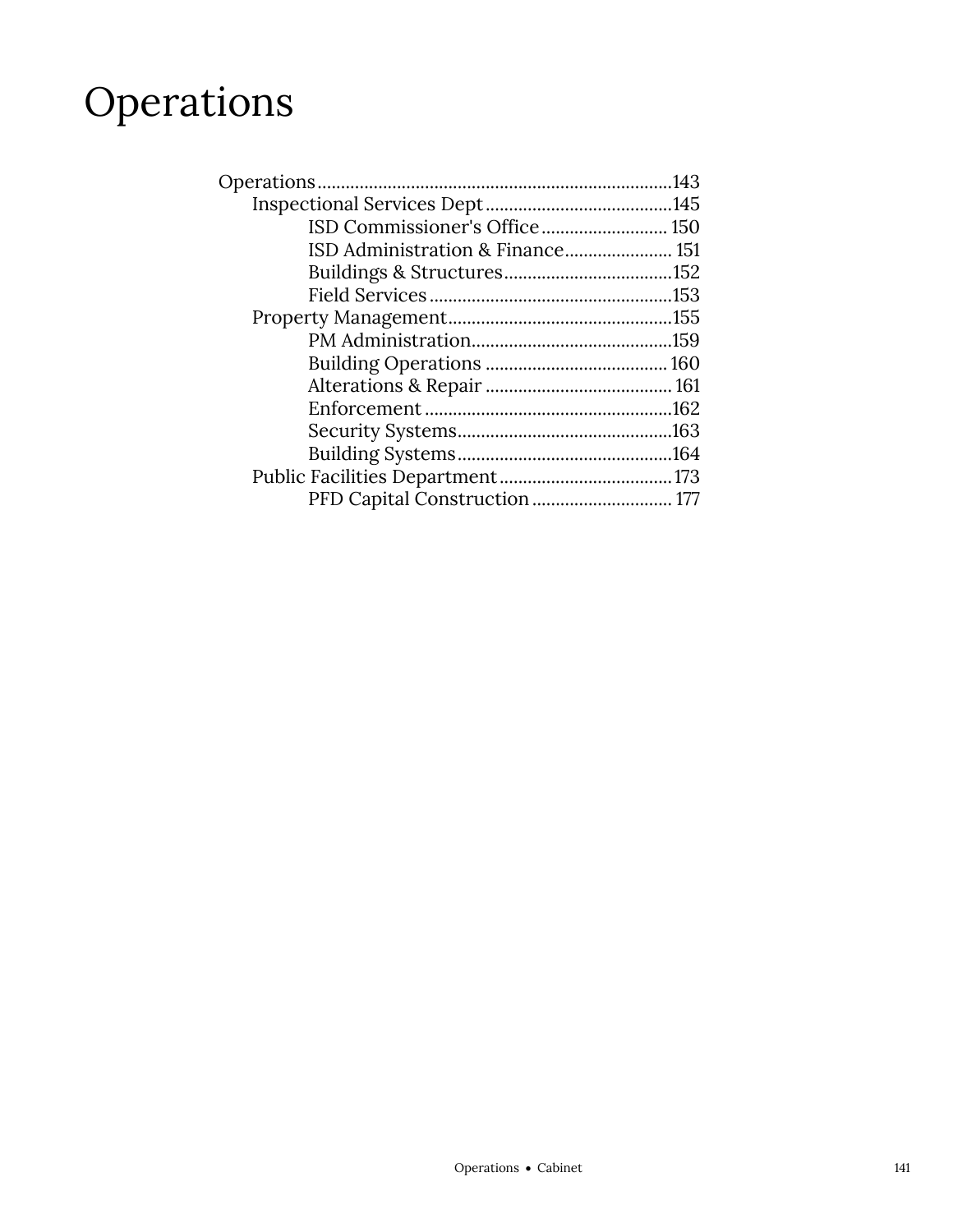# Operations

- Operations .......... 143
  - Inspectional Services Dept .......... 145
    - ISD Commissioner's Office .......... 150
    - ISD Administration & Finance .......... 151
    - Buildings & Structures .......... 152
    - Field Services .......... 153
  - Property Management .......... 155
    - PM Administration .......... 159
    - Building Operations .......... 160
    - Alterations & Repair .......... 161
    - Enforcement .......... 162
    - Security Systems .......... 163
    - Building Systems .......... 164
  - Public Facilities Department .......... 173
    - PFD Capital Construction .......... 177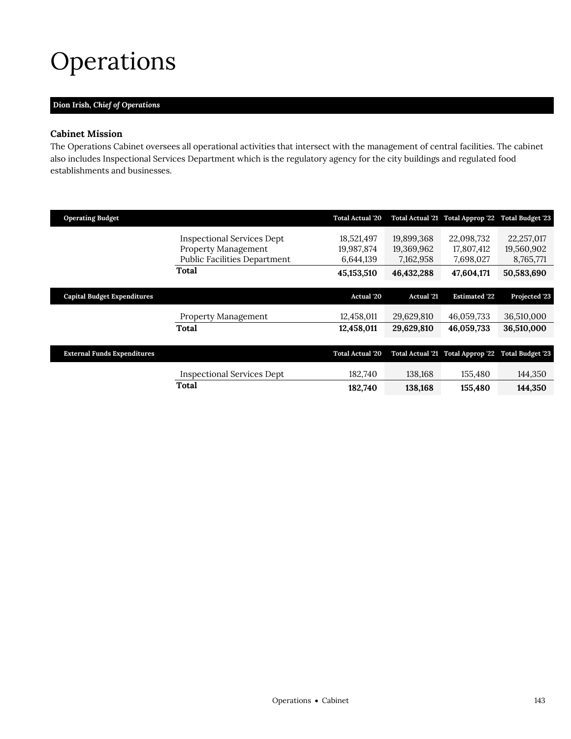# Operations

**Dion Irish,** ***Chief of Operations***

### Cabinet Mission

The Operations Cabinet oversees all operational activities that intersect with the management of central facilities. The cabinet also includes Inspectional Services Department which is the regulatory agency for the city buildings and regulated food establishments and businesses.

| Operating Budget | | Total Actual '20 | Total Actual '21 | Total Approp '22 | Total Budget '23 |
|---|---|---|---|---|---|
| | Inspectional Services Dept | 18,521,497 | 19,899,368 | 22,098,732 | 22,257,017 |
| | Property Management | 19,987,874 | 19,369,962 | 17,807,412 | 19,560,902 |
| | Public Facilities Department | 6,644,139 | 7,162,958 | 7,698,027 | 8,765,771 |
| | **Total** | **45,153,510** | **46,432,288** | **47,604,171** | **50,583,690** |

| Capital Budget Expenditures | | Actual '20 | Actual '21 | Estimated '22 | Projected '23 |
|---|---|---|---|---|---|
| | Property Management | 12,458,011 | 29,629,810 | 46,059,733 | 36,510,000 |
| | **Total** | **12,458,011** | **29,629,810** | **46,059,733** | **36,510,000** |

| External Funds Expenditures | | Total Actual '20 | Total Actual '21 | Total Approp '22 | Total Budget '23 |
|---|---|---|---|---|---|
| | Inspectional Services Dept | 182,740 | 138,168 | 155,480 | 144,350 |
| | **Total** | **182,740** | **138,168** | **155,480** | **144,350** |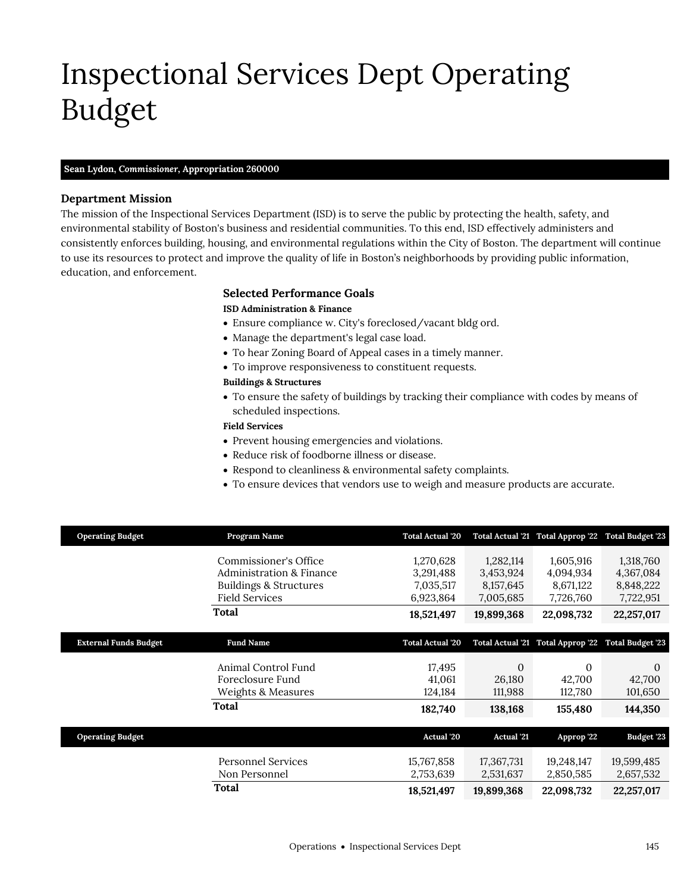# Inspectional Services Dept Operating Budget

**Sean Lydon, *Commissioner*, Appropriation 260000**

### Department Mission

The mission of the Inspectional Services Department (ISD) is to serve the public by protecting the health, safety, and environmental stability of Boston's business and residential communities. To this end, ISD effectively administers and consistently enforces building, housing, and environmental regulations within the City of Boston. The department will continue to use its resources to protect and improve the quality of life in Boston's neighborhoods by providing public information, education, and enforcement.

### Selected Performance Goals

**ISD Administration & Finance**

- Ensure compliance w. City's foreclosed/vacant bldg ord.
- Manage the department's legal case load.
- To hear Zoning Board of Appeal cases in a timely manner.
- To improve responsiveness to constituent requests.

**Buildings & Structures**

- To ensure the safety of buildings by tracking their compliance with codes by means of scheduled inspections.

**Field Services**

- Prevent housing emergencies and violations.
- Reduce risk of foodborne illness or disease.
- Respond to cleanliness & environmental safety complaints.
- To ensure devices that vendors use to weigh and measure products are accurate.

| Operating Budget | Program Name | Total Actual '20 | Total Actual '21 | Total Approp '22 | Total Budget '23 |
|---|---|---|---|---|---|
| | Commissioner's Office | 1,270,628 | 1,282,114 | 1,605,916 | 1,318,760 |
| | Administration & Finance | 3,291,488 | 3,453,924 | 4,094,934 | 4,367,084 |
| | Buildings & Structures | 7,035,517 | 8,157,645 | 8,671,122 | 8,848,222 |
| | Field Services | 6,923,864 | 7,005,685 | 7,726,760 | 7,722,951 |
| | **Total** | **18,521,497** | **19,899,368** | **22,098,732** | **22,257,017** |

| External Funds Budget | Fund Name | Total Actual '20 | Total Actual '21 | Total Approp '22 | Total Budget '23 |
|---|---|---|---|---|---|
| | Animal Control Fund | 17,495 | 0 | 0 | 0 |
| | Foreclosure Fund | 41,061 | 26,180 | 42,700 | 42,700 |
| | Weights & Measures | 124,184 | 111,988 | 112,780 | 101,650 |
| | **Total** | **182,740** | **138,168** | **155,480** | **144,350** |

| Operating Budget | | Actual '20 | Actual '21 | Approp '22 | Budget '23 |
|---|---|---|---|---|---|
| | Personnel Services | 15,767,858 | 17,367,731 | 19,248,147 | 19,599,485 |
| | Non Personnel | 2,753,639 | 2,531,637 | 2,850,585 | 2,657,532 |
| | **Total** | **18,521,497** | **19,899,368** | **22,098,732** | **22,257,017** |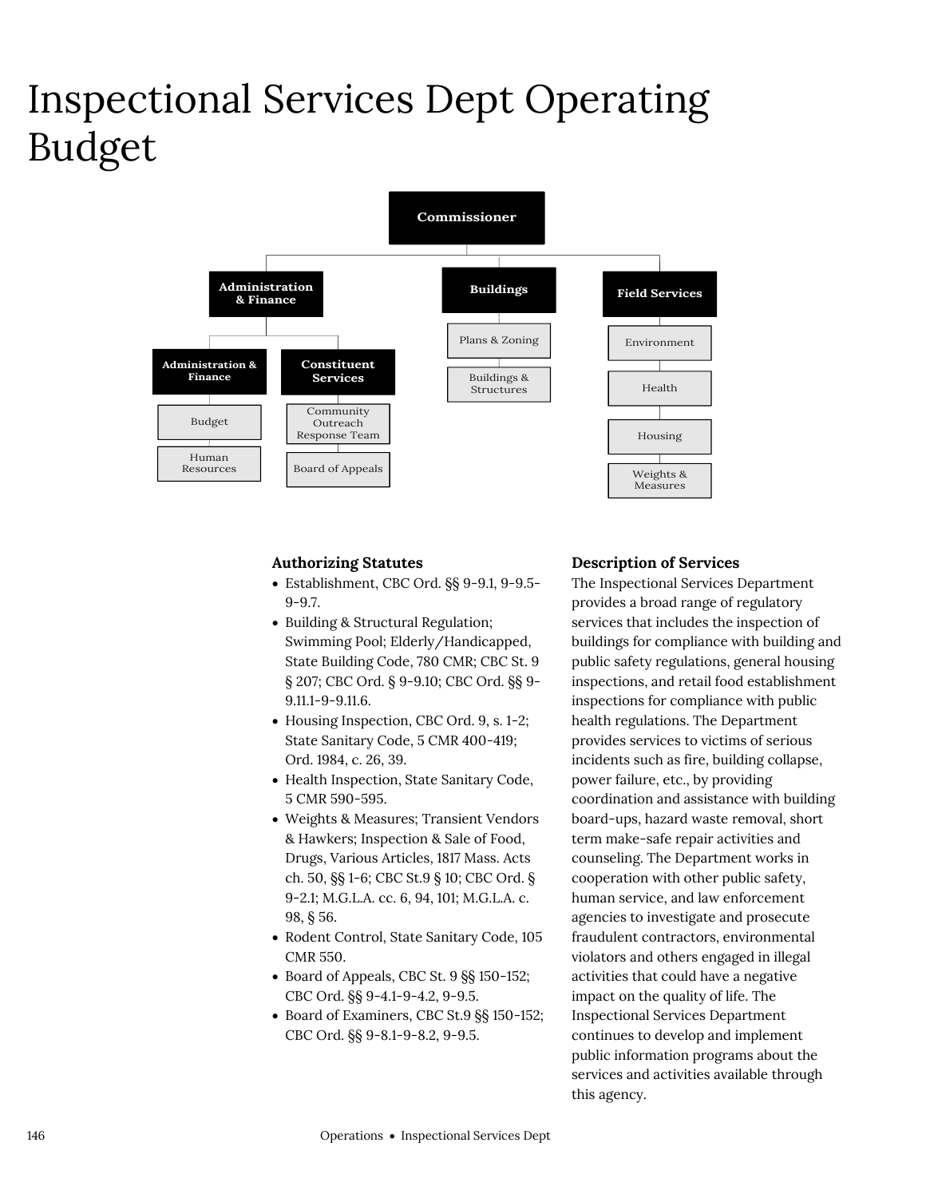# Inspectional Services Dept Operating Budget

- Commissioner
  - Administration & Finance
    - Administration & Finance
      - Budget
      - Human Resources
    - Constituent Services
      - Community Outreach Response Team
      - Board of Appeals
  - Buildings
    - Plans & Zoning
    - Buildings & Structures
  - Field Services
    - Environment
    - Health
    - Housing
    - Weights & Measures

### Authorizing Statutes

- Establishment, CBC Ord. §§ 9-9.1, 9-9.5-9-9.7.
- Building & Structural Regulation; Swimming Pool; Elderly/Handicapped, State Building Code, 780 CMR; CBC St. 9 § 207; CBC Ord. § 9-9.10; CBC Ord. §§ 9-9.11.1-9-9.11.6.
- Housing Inspection, CBC Ord. 9, s. 1-2; State Sanitary Code, 5 CMR 400-419; Ord. 1984, c. 26, 39.
- Health Inspection, State Sanitary Code, 5 CMR 590-595.
- Weights & Measures; Transient Vendors & Hawkers; Inspection & Sale of Food, Drugs, Various Articles, 1817 Mass. Acts ch. 50, §§ 1-6; CBC St.9 § 10; CBC Ord. § 9-2.1; M.G.L.A. cc. 6, 94, 101; M.G.L.A. c. 98, § 56.
- Rodent Control, State Sanitary Code, 105 CMR 550.
- Board of Appeals, CBC St. 9 §§ 150-152; CBC Ord. §§ 9-4.1-9-4.2, 9-9.5.
- Board of Examiners, CBC St.9 §§ 150-152; CBC Ord. §§ 9-8.1-9-8.2, 9-9.5.

### Description of Services

The Inspectional Services Department provides a broad range of regulatory services that includes the inspection of buildings for compliance with building and public safety regulations, general housing inspections, and retail food establishment inspections for compliance with public health regulations. The Department provides services to victims of serious incidents such as fire, building collapse, power failure, etc., by providing coordination and assistance with building board-ups, hazard waste removal, short term make-safe repair activities and counseling. The Department works in cooperation with other public safety, human service, and law enforcement agencies to investigate and prosecute fraudulent contractors, environmental violators and others engaged in illegal activities that could have a negative impact on the quality of life. The Inspectional Services Department continues to develop and implement public information programs about the services and activities available through this agency.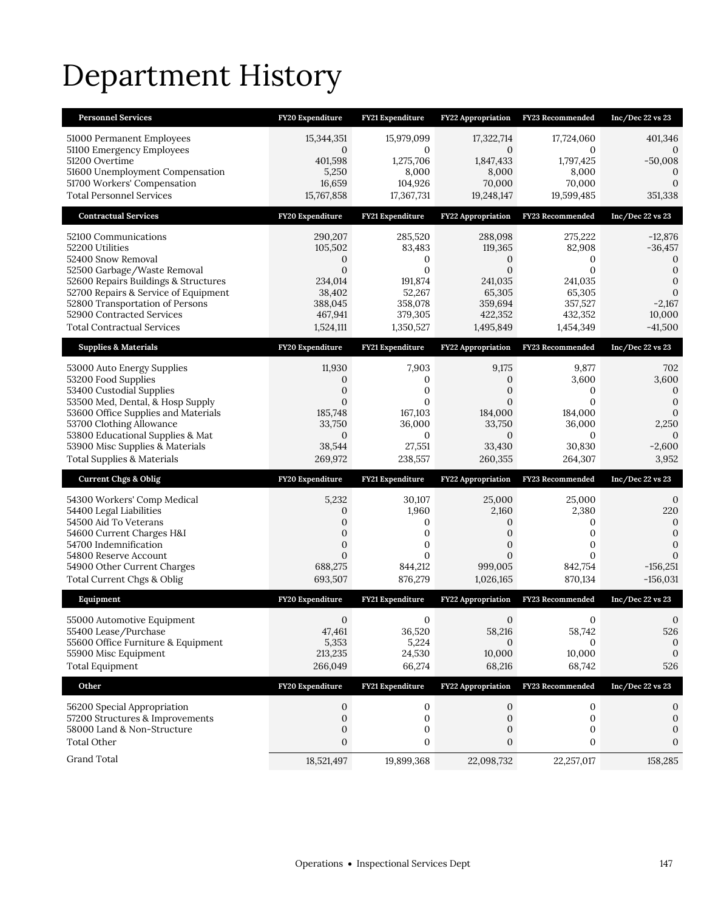# Department History

| Personnel Services | FY20 Expenditure | FY21 Expenditure | FY22 Appropriation | FY23 Recommended | Inc/Dec 22 vs 23 |
|---|---|---|---|---|---|
| 51000 Permanent Employees | 15,344,351 | 15,979,099 | 17,322,714 | 17,724,060 | 401,346 |
| 51100 Emergency Employees | 0 | 0 | 0 | 0 | 0 |
| 51200 Overtime | 401,598 | 1,275,706 | 1,847,433 | 1,797,425 | -50,008 |
| 51600 Unemployment Compensation | 5,250 | 8,000 | 8,000 | 8,000 | 0 |
| 51700 Workers' Compensation | 16,659 | 104,926 | 70,000 | 70,000 | 0 |
| Total Personnel Services | 15,767,858 | 17,367,731 | 19,248,147 | 19,599,485 | 351,338 |

| Contractual Services | FY20 Expenditure | FY21 Expenditure | FY22 Appropriation | FY23 Recommended | Inc/Dec 22 vs 23 |
|---|---|---|---|---|---|
| 52100 Communications | 290,207 | 285,520 | 288,098 | 275,222 | -12,876 |
| 52200 Utilities | 105,502 | 83,483 | 119,365 | 82,908 | -36,457 |
| 52400 Snow Removal | 0 | 0 | 0 | 0 | 0 |
| 52500 Garbage/Waste Removal | 0 | 0 | 0 | 0 | 0 |
| 52600 Repairs Buildings & Structures | 234,014 | 191,874 | 241,035 | 241,035 | 0 |
| 52700 Repairs & Service of Equipment | 38,402 | 52,267 | 65,305 | 65,305 | 0 |
| 52800 Transportation of Persons | 388,045 | 358,078 | 359,694 | 357,527 | -2,167 |
| 52900 Contracted Services | 467,941 | 379,305 | 422,352 | 432,352 | 10,000 |
| Total Contractual Services | 1,524,111 | 1,350,527 | 1,495,849 | 1,454,349 | -41,500 |

| Supplies & Materials | FY20 Expenditure | FY21 Expenditure | FY22 Appropriation | FY23 Recommended | Inc/Dec 22 vs 23 |
|---|---|---|---|---|---|
| 53000 Auto Energy Supplies | 11,930 | 7,903 | 9,175 | 9,877 | 702 |
| 53200 Food Supplies | 0 | 0 | 0 | 3,600 | 3,600 |
| 53400 Custodial Supplies | 0 | 0 | 0 | 0 | 0 |
| 53500 Med, Dental, & Hosp Supply | 0 | 0 | 0 | 0 | 0 |
| 53600 Office Supplies and Materials | 185,748 | 167,103 | 184,000 | 184,000 | 0 |
| 53700 Clothing Allowance | 33,750 | 36,000 | 33,750 | 36,000 | 2,250 |
| 53800 Educational Supplies & Mat | 0 | 0 | 0 | 0 | 0 |
| 53900 Misc Supplies & Materials | 38,544 | 27,551 | 33,430 | 30,830 | -2,600 |
| Total Supplies & Materials | 269,972 | 238,557 | 260,355 | 264,307 | 3,952 |

| Current Chgs & Oblig | FY20 Expenditure | FY21 Expenditure | FY22 Appropriation | FY23 Recommended | Inc/Dec 22 vs 23 |
|---|---|---|---|---|---|
| 54300 Workers' Comp Medical | 5,232 | 30,107 | 25,000 | 25,000 | 0 |
| 54400 Legal Liabilities | 0 | 1,960 | 2,160 | 2,380 | 220 |
| 54500 Aid To Veterans | 0 | 0 | 0 | 0 | 0 |
| 54600 Current Charges H&I | 0 | 0 | 0 | 0 | 0 |
| 54700 Indemnification | 0 | 0 | 0 | 0 | 0 |
| 54800 Reserve Account | 0 | 0 | 0 | 0 | 0 |
| 54900 Other Current Charges | 688,275 | 844,212 | 999,005 | 842,754 | -156,251 |
| Total Current Chgs & Oblig | 693,507 | 876,279 | 1,026,165 | 870,134 | -156,031 |

| Equipment | FY20 Expenditure | FY21 Expenditure | FY22 Appropriation | FY23 Recommended | Inc/Dec 22 vs 23 |
|---|---|---|---|---|---|
| 55000 Automotive Equipment | 0 | 0 | 0 | 0 | 0 |
| 55400 Lease/Purchase | 47,461 | 36,520 | 58,216 | 58,742 | 526 |
| 55600 Office Furniture & Equipment | 5,353 | 5,224 | 0 | 0 | 0 |
| 55900 Misc Equipment | 213,235 | 24,530 | 10,000 | 10,000 | 0 |
| Total Equipment | 266,049 | 66,274 | 68,216 | 68,742 | 526 |

| Other | FY20 Expenditure | FY21 Expenditure | FY22 Appropriation | FY23 Recommended | Inc/Dec 22 vs 23 |
|---|---|---|---|---|---|
| 56200 Special Appropriation | 0 | 0 | 0 | 0 | 0 |
| 57200 Structures & Improvements | 0 | 0 | 0 | 0 | 0 |
| 58000 Land & Non-Structure | 0 | 0 | 0 | 0 | 0 |
| Total Other | 0 | 0 | 0 | 0 | 0 |
| Grand Total | 18,521,497 | 19,899,368 | 22,098,732 | 22,257,017 | 158,285 |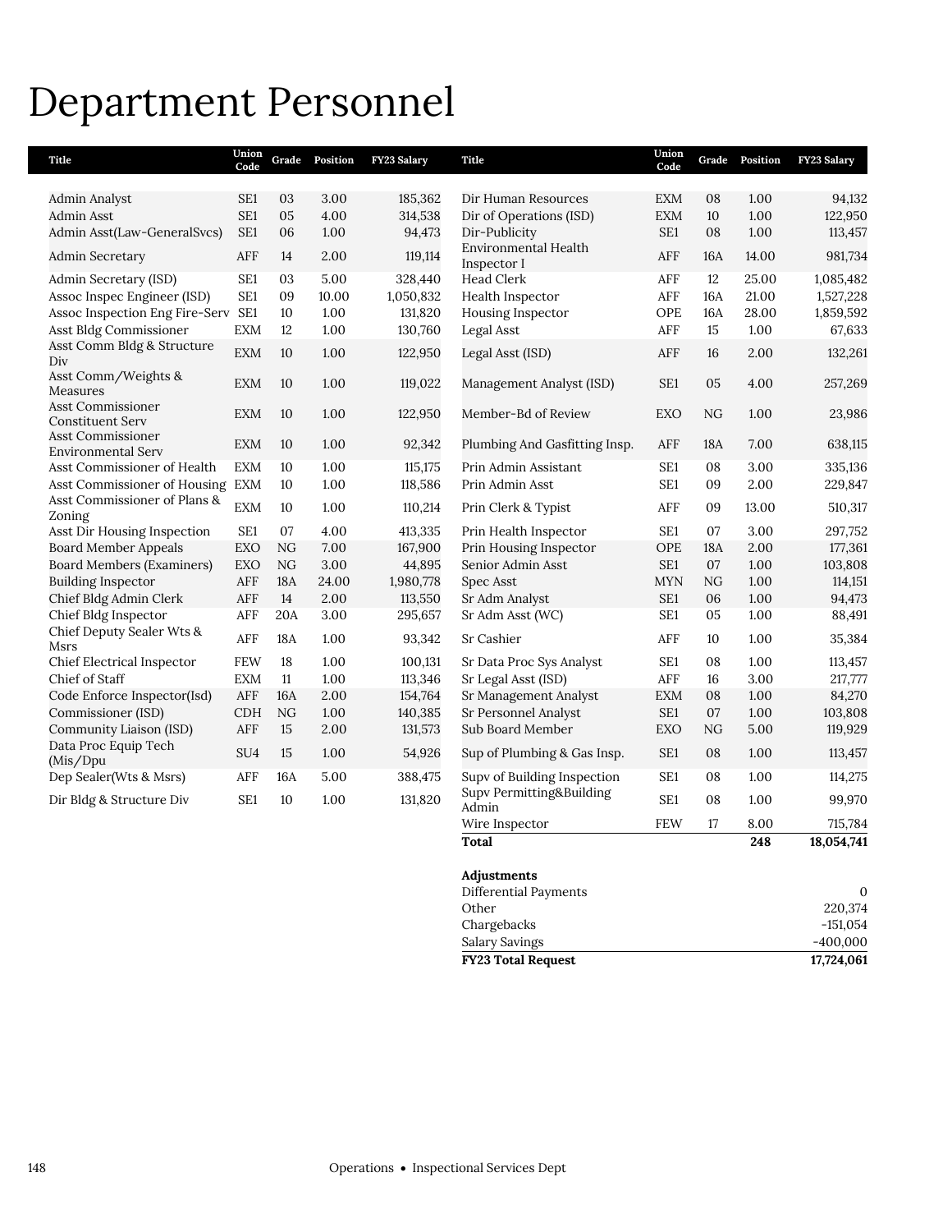# Department Personnel

| Title | Union Code | Grade | Position | FY23 Salary |
|---|---|---|---|---|
| Admin Analyst | SE1 | 03 | 3.00 | 185,362 |
| Admin Asst | SE1 | 05 | 4.00 | 314,538 |
| Admin Asst(Law-GeneralSvcs) | SE1 | 06 | 1.00 | 94,473 |
| Admin Secretary | AFF | 14 | 2.00 | 119,114 |
| Admin Secretary (ISD) | SE1 | 03 | 5.00 | 328,440 |
| Assoc Inspec Engineer (ISD) | SE1 | 09 | 10.00 | 1,050,832 |
| Assoc Inspection Eng Fire-Serv | SE1 | 10 | 1.00 | 131,820 |
| Asst Bldg Commissioner | EXM | 12 | 1.00 | 130,760 |
| Asst Comm Bldg & Structure Div | EXM | 10 | 1.00 | 122,950 |
| Asst Comm/Weights & Measures | EXM | 10 | 1.00 | 119,022 |
| Asst Commissioner Constituent Serv | EXM | 10 | 1.00 | 122,950 |
| Asst Commissioner Environmental Serv | EXM | 10 | 1.00 | 92,342 |
| Asst Commissioner of Health | EXM | 10 | 1.00 | 115,175 |
| Asst Commissioner of Housing | EXM | 10 | 1.00 | 118,586 |
| Asst Commissioner of Plans & Zoning | EXM | 10 | 1.00 | 110,214 |
| Asst Dir Housing Inspection | SE1 | 07 | 4.00 | 413,335 |
| Board Member Appeals | EXO | NG | 7.00 | 167,900 |
| Board Members (Examiners) | EXO | NG | 3.00 | 44,895 |
| Building Inspector | AFF | 18A | 24.00 | 1,980,778 |
| Chief Bldg Admin Clerk | AFF | 14 | 2.00 | 113,550 |
| Chief Bldg Inspector | AFF | 20A | 3.00 | 295,657 |
| Chief Deputy Sealer Wts & Msrs | AFF | 18A | 1.00 | 93,342 |
| Chief Electrical Inspector | FEW | 18 | 1.00 | 100,131 |
| Chief of Staff | EXM | 11 | 1.00 | 113,346 |
| Code Enforce Inspector(Isd) | AFF | 16A | 2.00 | 154,764 |
| Commissioner (ISD) | CDH | NG | 1.00 | 140,385 |
| Community Liaison (ISD) | AFF | 15 | 2.00 | 131,573 |
| Data Proc Equip Tech (Mis/Dpu | SU4 | 15 | 1.00 | 54,926 |
| Dep Sealer(Wts & Msrs) | AFF | 16A | 5.00 | 388,475 |
| Dir Bldg & Structure Div | SE1 | 10 | 1.00 | 131,820 |
| Dir Human Resources | EXM | 08 | 1.00 | 94,132 |
| Dir of Operations (ISD) | EXM | 10 | 1.00 | 122,950 |
| Dir-Publicity | SE1 | 08 | 1.00 | 113,457 |
| Environmental Health Inspector I | AFF | 16A | 14.00 | 981,734 |
| Head Clerk | AFF | 12 | 25.00 | 1,085,482 |
| Health Inspector | AFF | 16A | 21.00 | 1,527,228 |
| Housing Inspector | OPE | 16A | 28.00 | 1,859,592 |
| Legal Asst | AFF | 15 | 1.00 | 67,633 |
| Legal Asst (ISD) | AFF | 16 | 2.00 | 132,261 |
| Management Analyst (ISD) | SE1 | 05 | 4.00 | 257,269 |
| Member-Bd of Review | EXO | NG | 1.00 | 23,986 |
| Plumbing And Gasfitting Insp. | AFF | 18A | 7.00 | 638,115 |
| Prin Admin Assistant | SE1 | 08 | 3.00 | 335,136 |
| Prin Admin Asst | SE1 | 09 | 2.00 | 229,847 |
| Prin Clerk & Typist | AFF | 09 | 13.00 | 510,317 |
| Prin Health Inspector | SE1 | 07 | 3.00 | 297,752 |
| Prin Housing Inspector | OPE | 18A | 2.00 | 177,361 |
| Senior Admin Asst | SE1 | 07 | 1.00 | 103,808 |
| Spec Asst | MYN | NG | 1.00 | 114,151 |
| Sr Adm Analyst | SE1 | 06 | 1.00 | 94,473 |
| Sr Adm Asst (WC) | SE1 | 05 | 1.00 | 88,491 |
| Sr Cashier | AFF | 10 | 1.00 | 35,384 |
| Sr Data Proc Sys Analyst | SE1 | 08 | 1.00 | 113,457 |
| Sr Legal Asst (ISD) | AFF | 16 | 3.00 | 217,777 |
| Sr Management Analyst | EXM | 08 | 1.00 | 84,270 |
| Sr Personnel Analyst | SE1 | 07 | 1.00 | 103,808 |
| Sub Board Member | EXO | NG | 5.00 | 119,929 |
| Sup of Plumbing & Gas Insp. | SE1 | 08 | 1.00 | 113,457 |
| Supv of Building Inspection | SE1 | 08 | 1.00 | 114,275 |
| Supv Permitting&Building Admin | SE1 | 08 | 1.00 | 99,970 |
| Wire Inspector | FEW | 17 | 8.00 | 715,784 |
| **Total** | | | **248** | **18,054,741** |

| Adjustments | |
|---|---|
| Differential Payments | 0 |
| Other | 220,374 |
| Chargebacks | -151,054 |
| Salary Savings | -400,000 |
| **FY23 Total Request** | **17,724,061** |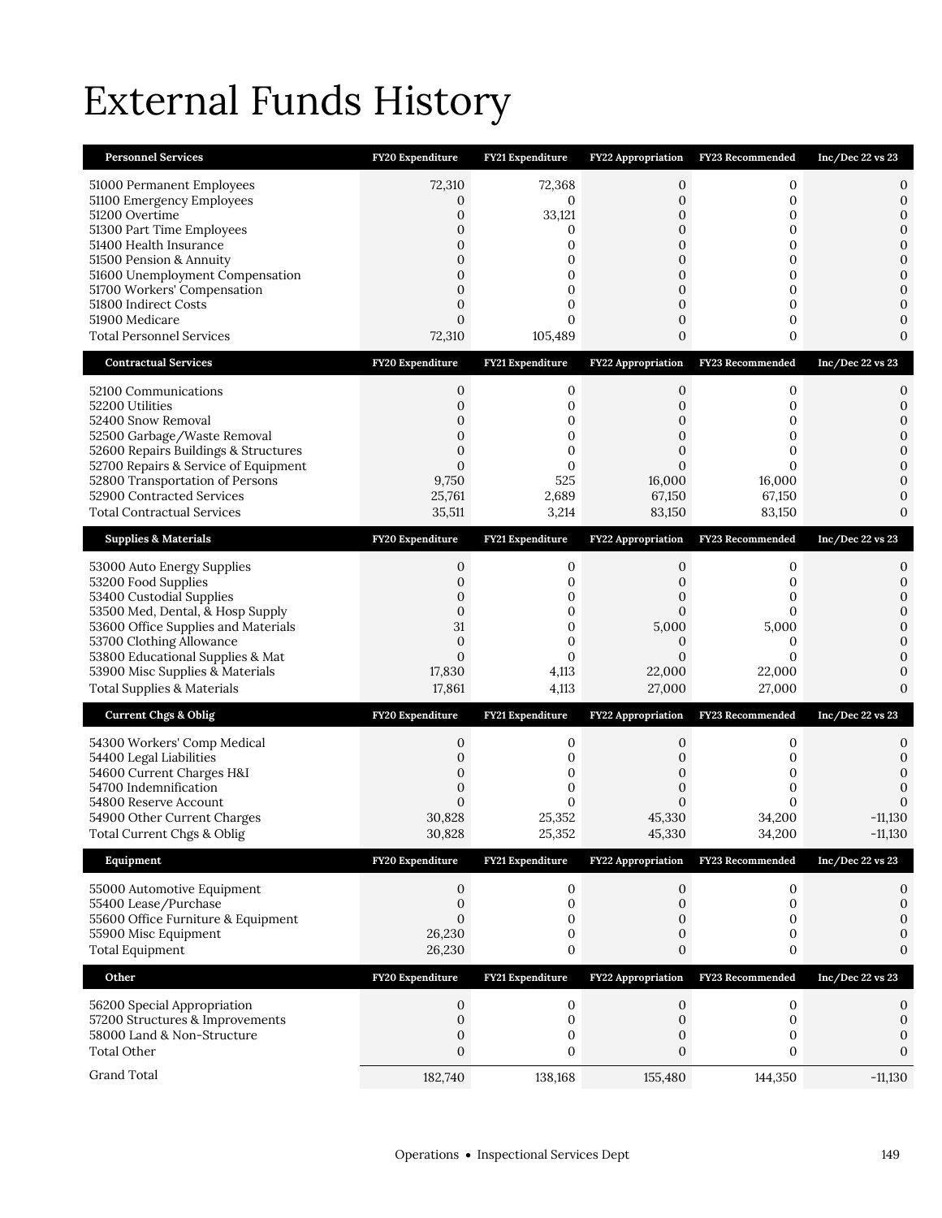# External Funds History

| Personnel Services | FY20 Expenditure | FY21 Expenditure | FY22 Appropriation | FY23 Recommended | Inc/Dec 22 vs 23 |
|---|---|---|---|---|---|
| 51000 Permanent Employees | 72,310 | 72,368 | 0 | 0 | 0 |
| 51100 Emergency Employees | 0 | 0 | 0 | 0 | 0 |
| 51200 Overtime | 0 | 33,121 | 0 | 0 | 0 |
| 51300 Part Time Employees | 0 | 0 | 0 | 0 | 0 |
| 51400 Health Insurance | 0 | 0 | 0 | 0 | 0 |
| 51500 Pension & Annuity | 0 | 0 | 0 | 0 | 0 |
| 51600 Unemployment Compensation | 0 | 0 | 0 | 0 | 0 |
| 51700 Workers' Compensation | 0 | 0 | 0 | 0 | 0 |
| 51800 Indirect Costs | 0 | 0 | 0 | 0 | 0 |
| 51900 Medicare | 0 | 0 | 0 | 0 | 0 |
| Total Personnel Services | 72,310 | 105,489 | 0 | 0 | 0 |

| Contractual Services | FY20 Expenditure | FY21 Expenditure | FY22 Appropriation | FY23 Recommended | Inc/Dec 22 vs 23 |
|---|---|---|---|---|---|
| 52100 Communications | 0 | 0 | 0 | 0 | 0 |
| 52200 Utilities | 0 | 0 | 0 | 0 | 0 |
| 52400 Snow Removal | 0 | 0 | 0 | 0 | 0 |
| 52500 Garbage/Waste Removal | 0 | 0 | 0 | 0 | 0 |
| 52600 Repairs Buildings & Structures | 0 | 0 | 0 | 0 | 0 |
| 52700 Repairs & Service of Equipment | 0 | 0 | 0 | 0 | 0 |
| 52800 Transportation of Persons | 9,750 | 525 | 16,000 | 16,000 | 0 |
| 52900 Contracted Services | 25,761 | 2,689 | 67,150 | 67,150 | 0 |
| Total Contractual Services | 35,511 | 3,214 | 83,150 | 83,150 | 0 |

| Supplies & Materials | FY20 Expenditure | FY21 Expenditure | FY22 Appropriation | FY23 Recommended | Inc/Dec 22 vs 23 |
|---|---|---|---|---|---|
| 53000 Auto Energy Supplies | 0 | 0 | 0 | 0 | 0 |
| 53200 Food Supplies | 0 | 0 | 0 | 0 | 0 |
| 53400 Custodial Supplies | 0 | 0 | 0 | 0 | 0 |
| 53500 Med, Dental, & Hosp Supply | 0 | 0 | 0 | 0 | 0 |
| 53600 Office Supplies and Materials | 31 | 0 | 5,000 | 5,000 | 0 |
| 53700 Clothing Allowance | 0 | 0 | 0 | 0 | 0 |
| 53800 Educational Supplies & Mat | 0 | 0 | 0 | 0 | 0 |
| 53900 Misc Supplies & Materials | 17,830 | 4,113 | 22,000 | 22,000 | 0 |
| Total Supplies & Materials | 17,861 | 4,113 | 27,000 | 27,000 | 0 |

| Current Chgs & Oblig | FY20 Expenditure | FY21 Expenditure | FY22 Appropriation | FY23 Recommended | Inc/Dec 22 vs 23 |
|---|---|---|---|---|---|
| 54300 Workers' Comp Medical | 0 | 0 | 0 | 0 | 0 |
| 54400 Legal Liabilities | 0 | 0 | 0 | 0 | 0 |
| 54600 Current Charges H&I | 0 | 0 | 0 | 0 | 0 |
| 54700 Indemnification | 0 | 0 | 0 | 0 | 0 |
| 54800 Reserve Account | 0 | 0 | 0 | 0 | 0 |
| 54900 Other Current Charges | 30,828 | 25,352 | 45,330 | 34,200 | -11,130 |
| Total Current Chgs & Oblig | 30,828 | 25,352 | 45,330 | 34,200 | -11,130 |

| Equipment | FY20 Expenditure | FY21 Expenditure | FY22 Appropriation | FY23 Recommended | Inc/Dec 22 vs 23 |
|---|---|---|---|---|---|
| 55000 Automotive Equipment | 0 | 0 | 0 | 0 | 0 |
| 55400 Lease/Purchase | 0 | 0 | 0 | 0 | 0 |
| 55600 Office Furniture & Equipment | 0 | 0 | 0 | 0 | 0 |
| 55900 Misc Equipment | 26,230 | 0 | 0 | 0 | 0 |
| Total Equipment | 26,230 | 0 | 0 | 0 | 0 |

| Other | FY20 Expenditure | FY21 Expenditure | FY22 Appropriation | FY23 Recommended | Inc/Dec 22 vs 23 |
|---|---|---|---|---|---|
| 56200 Special Appropriation | 0 | 0 | 0 | 0 | 0 |
| 57200 Structures & Improvements | 0 | 0 | 0 | 0 | 0 |
| 58000 Land & Non-Structure | 0 | 0 | 0 | 0 | 0 |
| Total Other | 0 | 0 | 0 | 0 | 0 |
| Grand Total | 182,740 | 138,168 | 155,480 | 144,350 | -11,130 |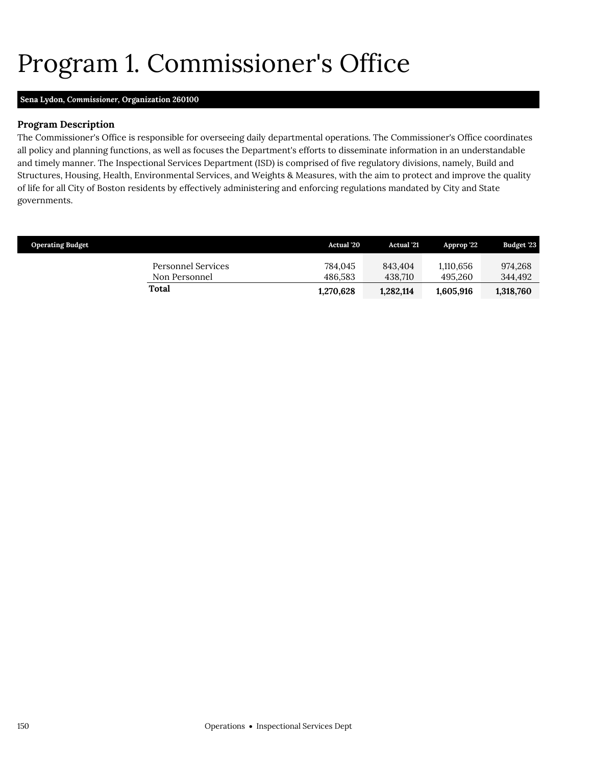# Program 1. Commissioner's Office

**Sena Lydon, *Commissioner*, Organization 260100**

### Program Description

The Commissioner's Office is responsible for overseeing daily departmental operations. The Commissioner's Office coordinates all policy and planning functions, as well as focuses the Department's efforts to disseminate information in an understandable and timely manner. The Inspectional Services Department (ISD) is comprised of five regulatory divisions, namely, Build and Structures, Housing, Health, Environmental Services, and Weights & Measures, with the aim to protect and improve the quality of life for all City of Boston residents by effectively administering and enforcing regulations mandated by City and State governments.

| Operating Budget | Actual '20 | Actual '21 | Approp '22 | Budget '23 |
|---|---|---|---|---|
| Personnel Services | 784,045 | 843,404 | 1,110,656 | 974,268 |
| Non Personnel | 486,583 | 438,710 | 495,260 | 344,492 |
| **Total** | **1,270,628** | **1,282,114** | **1,605,916** | **1,318,760** |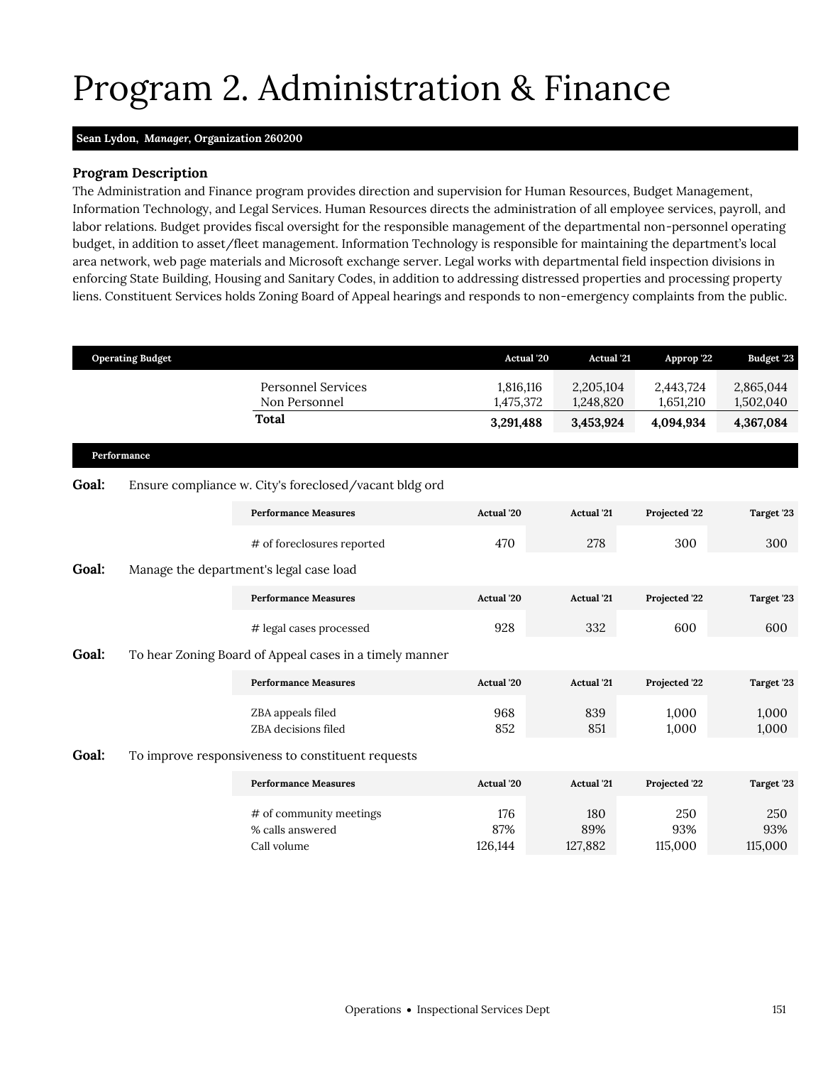# Program 2. Administration & Finance

**Sean Lydon,** ***Manager*****, Organization 260200**

### Program Description

The Administration and Finance program provides direction and supervision for Human Resources, Budget Management, Information Technology, and Legal Services. Human Resources directs the administration of all employee services, payroll, and labor relations. Budget provides fiscal oversight for the responsible management of the departmental non-personnel operating budget, in addition to asset/fleet management. Information Technology is responsible for maintaining the department's local area network, web page materials and Microsoft exchange server. Legal works with departmental field inspection divisions in enforcing State Building, Housing and Sanitary Codes, in addition to addressing distressed properties and processing property liens. Constituent Services holds Zoning Board of Appeal hearings and responds to non-emergency complaints from the public.

| Operating Budget | Actual '20 | Actual '21 | Approp '22 | Budget '23 |
|---|---|---|---|---|
| Personnel Services | 1,816,116 | 2,205,104 | 2,443,724 | 2,865,044 |
| Non Personnel | 1,475,372 | 1,248,820 | 1,651,210 | 1,502,040 |
| **Total** | **3,291,488** | **3,453,924** | **4,094,934** | **4,367,084** |

### Performance

**Goal:** Ensure compliance w. City's foreclosed/vacant bldg ord

| Performance Measures | Actual '20 | Actual '21 | Projected '22 | Target '23 |
|---|---|---|---|---|
| # of foreclosures reported | 470 | 278 | 300 | 300 |

**Goal:** Manage the department's legal case load

| Performance Measures | Actual '20 | Actual '21 | Projected '22 | Target '23 |
|---|---|---|---|---|
| # legal cases processed | 928 | 332 | 600 | 600 |

**Goal:** To hear Zoning Board of Appeal cases in a timely manner

| Performance Measures | Actual '20 | Actual '21 | Projected '22 | Target '23 |
|---|---|---|---|---|
| ZBA appeals filed | 968 | 839 | 1,000 | 1,000 |
| ZBA decisions filed | 852 | 851 | 1,000 | 1,000 |

**Goal:** To improve responsiveness to constituent requests

| Performance Measures | Actual '20 | Actual '21 | Projected '22 | Target '23 |
|---|---|---|---|---|
| # of community meetings | 176 | 180 | 250 | 250 |
| % calls answered | 87% | 89% | 93% | 93% |
| Call volume | 126,144 | 127,882 | 115,000 | 115,000 |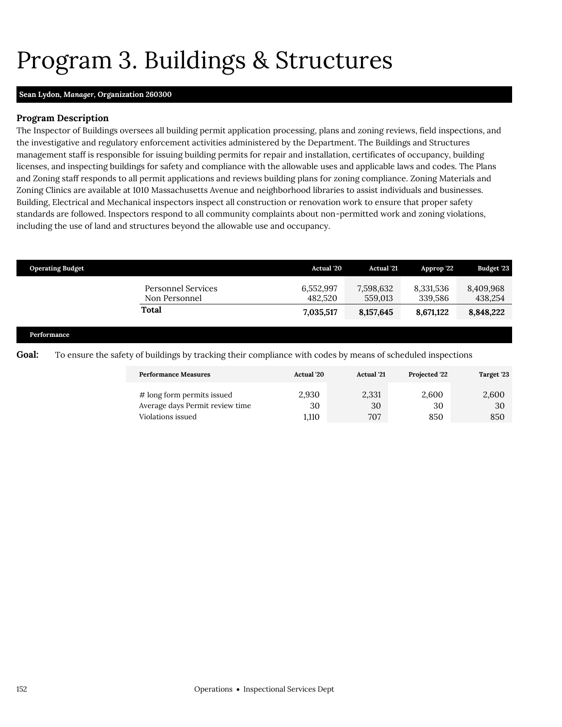# Program 3. Buildings & Structures

**Sean Lydon, *Manager*, Organization 260300**

### Program Description

The Inspector of Buildings oversees all building permit application processing, plans and zoning reviews, field inspections, and the investigative and regulatory enforcement activities administered by the Department. The Buildings and Structures management staff is responsible for issuing building permits for repair and installation, certificates of occupancy, building licenses, and inspecting buildings for safety and compliance with the allowable uses and applicable laws and codes. The Plans and Zoning staff responds to all permit applications and reviews building plans for zoning compliance. Zoning Materials and Zoning Clinics are available at 1010 Massachusetts Avenue and neighborhood libraries to assist individuals and businesses. Building, Electrical and Mechanical inspectors inspect all construction or renovation work to ensure that proper safety standards are followed. Inspectors respond to all community complaints about non-permitted work and zoning violations, including the use of land and structures beyond the allowable use and occupancy.

| Operating Budget | Actual '20 | Actual '21 | Approp '22 | Budget '23 |
|---|---|---|---|---|
| Personnel Services | 6,552,997 | 7,598,632 | 8,331,536 | 8,409,968 |
| Non Personnel | 482,520 | 559,013 | 339,586 | 438,254 |
| **Total** | **7,035,517** | **8,157,645** | **8,671,122** | **8,848,222** |

**Performance**

**Goal:** To ensure the safety of buildings by tracking their compliance with codes by means of scheduled inspections

| Performance Measures | Actual '20 | Actual '21 | Projected '22 | Target '23 |
|---|---|---|---|---|
| # long form permits issued | 2,930 | 2,331 | 2,600 | 2,600 |
| Average days Permit review time | 30 | 30 | 30 | 30 |
| Violations issued | 1,110 | 707 | 850 | 850 |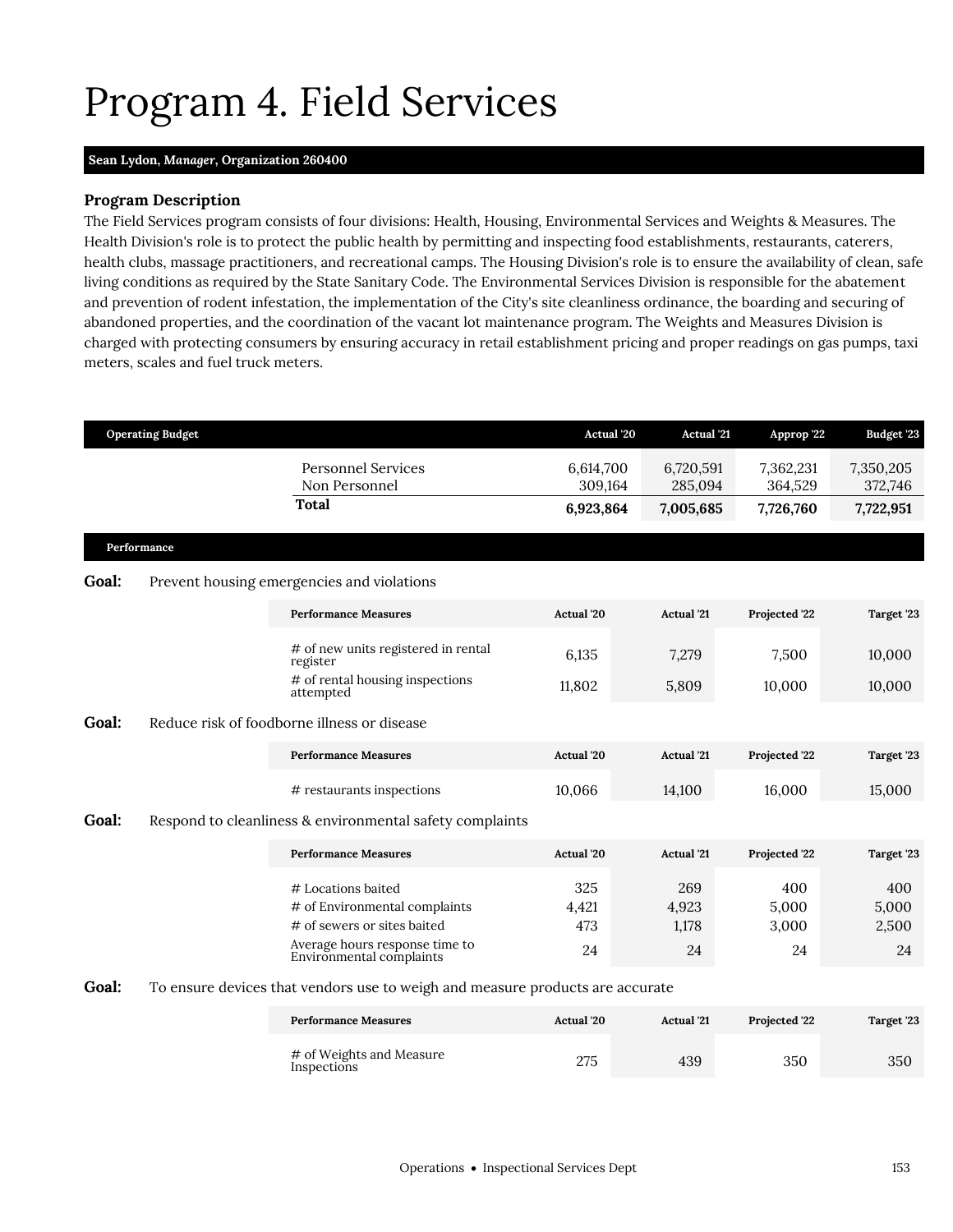# Program 4. Field Services

**Sean Lydon, *Manager*, Organization 260400**

### Program Description

The Field Services program consists of four divisions: Health, Housing, Environmental Services and Weights & Measures. The Health Division's role is to protect the public health by permitting and inspecting food establishments, restaurants, caterers, health clubs, massage practitioners, and recreational camps. The Housing Division's role is to ensure the availability of clean, safe living conditions as required by the State Sanitary Code. The Environmental Services Division is responsible for the abatement and prevention of rodent infestation, the implementation of the City's site cleanliness ordinance, the boarding and securing of abandoned properties, and the coordination of the vacant lot maintenance program. The Weights and Measures Division is charged with protecting consumers by ensuring accuracy in retail establishment pricing and proper readings on gas pumps, taxi meters, scales and fuel truck meters.

| Operating Budget | Actual '20 | Actual '21 | Approp '22 | Budget '23 |
|---|---|---|---|---|
| Personnel Services | 6,614,700 | 6,720,591 | 7,362,231 | 7,350,205 |
| Non Personnel | 309,164 | 285,094 | 364,529 | 372,746 |
| **Total** | **6,923,864** | **7,005,685** | **7,726,760** | **7,722,951** |

### Performance

**Goal:** Prevent housing emergencies and violations

| Performance Measures | Actual '20 | Actual '21 | Projected '22 | Target '23 |
|---|---|---|---|---|
| # of new units registered in rental register | 6,135 | 7,279 | 7,500 | 10,000 |
| # of rental housing inspections attempted | 11,802 | 5,809 | 10,000 | 10,000 |

**Goal:** Reduce risk of foodborne illness or disease

| Performance Measures | Actual '20 | Actual '21 | Projected '22 | Target '23 |
|---|---|---|---|---|
| # restaurants inspections | 10,066 | 14,100 | 16,000 | 15,000 |

**Goal:** Respond to cleanliness & environmental safety complaints

| Performance Measures | Actual '20 | Actual '21 | Projected '22 | Target '23 |
|---|---|---|---|---|
| # Locations baited | 325 | 269 | 400 | 400 |
| # of Environmental complaints | 4,421 | 4,923 | 5,000 | 5,000 |
| # of sewers or sites baited | 473 | 1,178 | 3,000 | 2,500 |
| Average hours response time to Environmental complaints | 24 | 24 | 24 | 24 |

**Goal:** To ensure devices that vendors use to weigh and measure products are accurate

| Performance Measures | Actual '20 | Actual '21 | Projected '22 | Target '23 |
|---|---|---|---|---|
| # of Weights and Measure Inspections | 275 | 439 | 350 | 350 |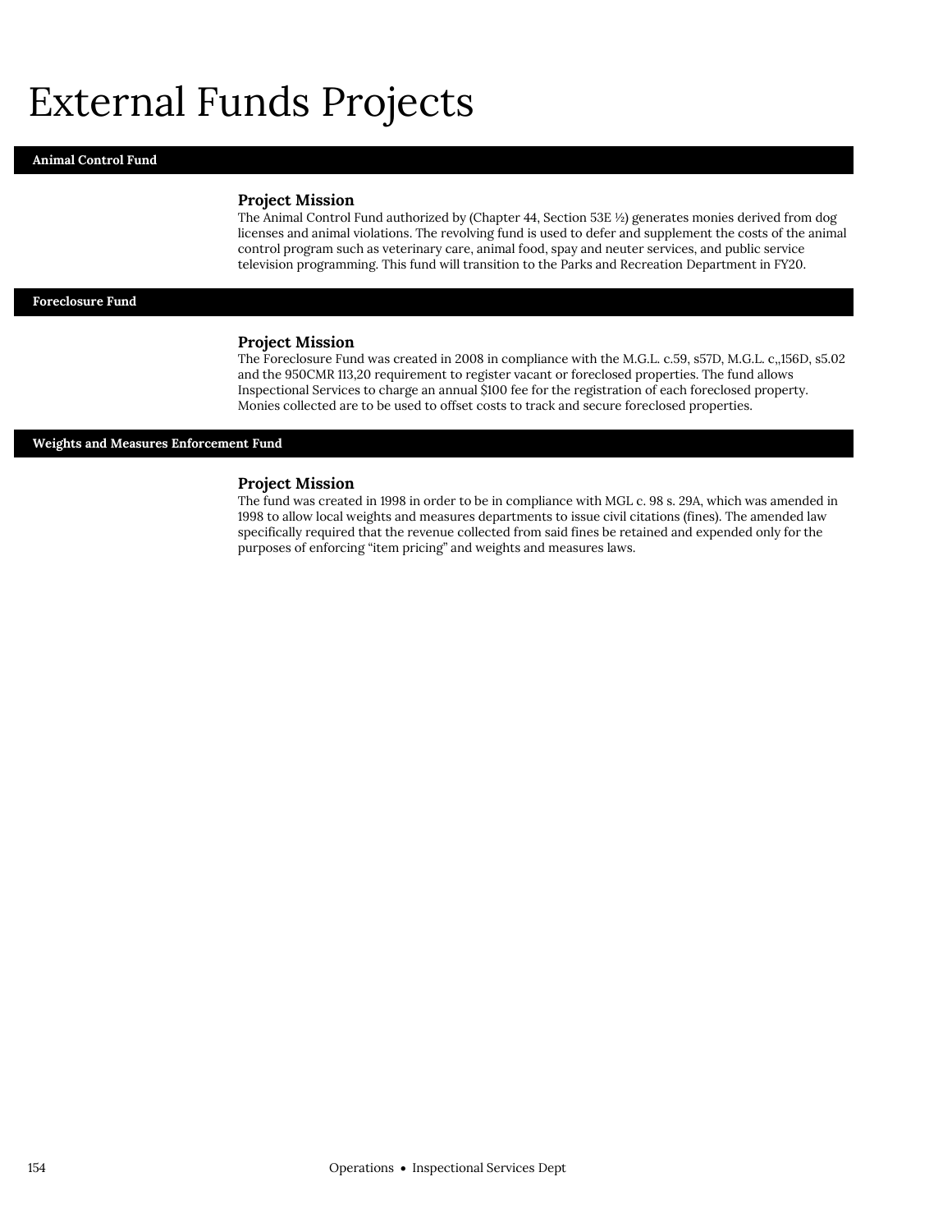# External Funds Projects

## Animal Control Fund

### Project Mission

The Animal Control Fund authorized by (Chapter 44, Section 53E ½) generates monies derived from dog licenses and animal violations. The revolving fund is used to defer and supplement the costs of the animal control program such as veterinary care, animal food, spay and neuter services, and public service television programming. This fund will transition to the Parks and Recreation Department in FY20.

## Foreclosure Fund

### Project Mission

The Foreclosure Fund was created in 2008 in compliance with the M.G.L. c.59, s57D, M.G.L. c,,156D, s5.02 and the 950CMR 113,20 requirement to register vacant or foreclosed properties. The fund allows Inspectional Services to charge an annual $100 fee for the registration of each foreclosed property. Monies collected are to be used to offset costs to track and secure foreclosed properties.

## Weights and Measures Enforcement Fund

### Project Mission

The fund was created in 1998 in order to be in compliance with MGL c. 98 s. 29A, which was amended in 1998 to allow local weights and measures departments to issue civil citations (fines). The amended law specifically required that the revenue collected from said fines be retained and expended only for the purposes of enforcing "item pricing" and weights and measures laws.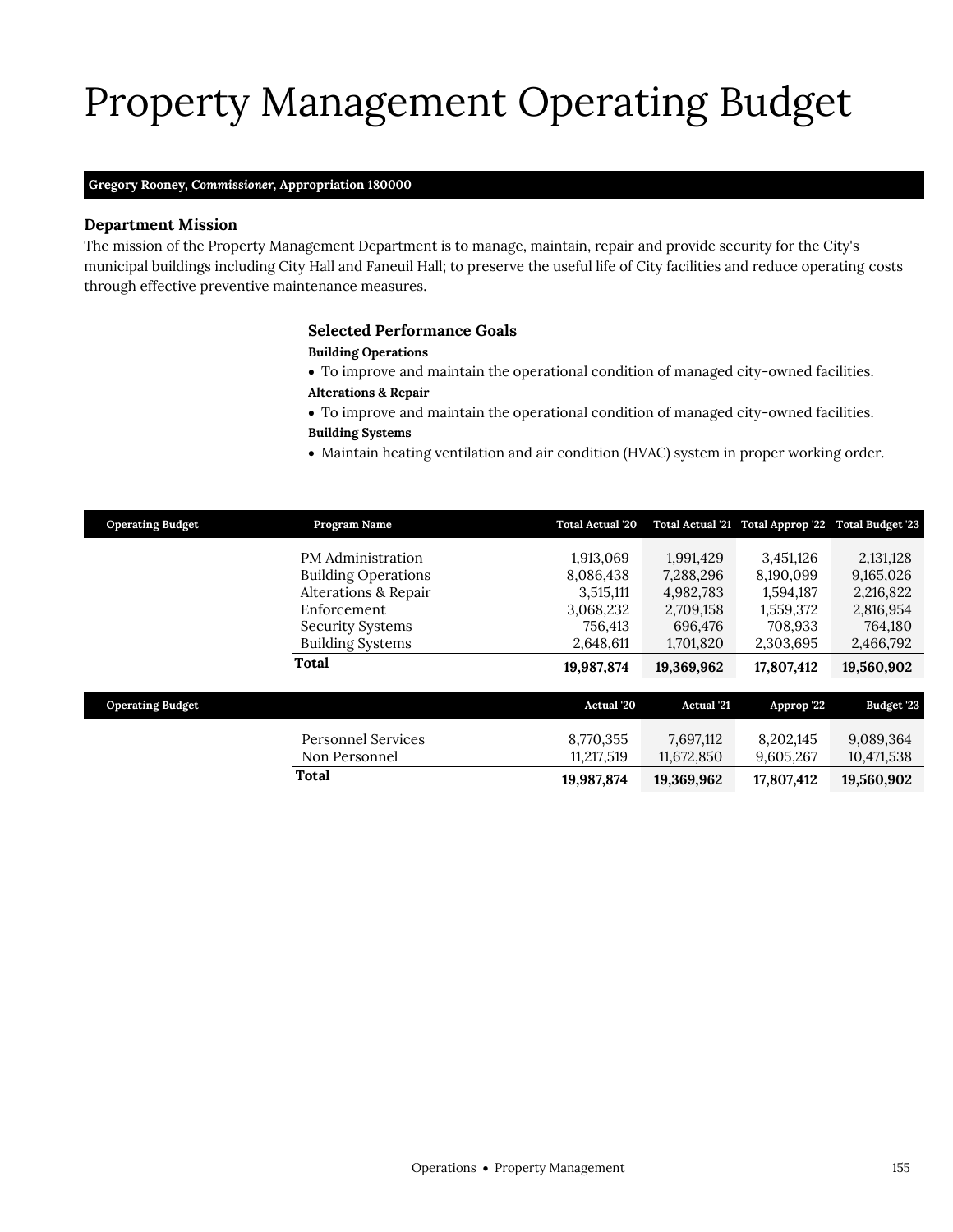# Property Management Operating Budget

**Gregory Rooney, *Commissioner*, Appropriation 180000**

### Department Mission

The mission of the Property Management Department is to manage, maintain, repair and provide security for the City's municipal buildings including City Hall and Faneuil Hall; to preserve the useful life of City facilities and reduce operating costs through effective preventive maintenance measures.

### Selected Performance Goals

**Building Operations**

- To improve and maintain the operational condition of managed city-owned facilities.

**Alterations & Repair**

- To improve and maintain the operational condition of managed city-owned facilities.

**Building Systems**

- Maintain heating ventilation and air condition (HVAC) system in proper working order.

| Operating Budget | Program Name | Total Actual '20 | Total Actual '21 | Total Approp '22 | Total Budget '23 |
|---|---|---|---|---|---|
| | PM Administration | 1,913,069 | 1,991,429 | 3,451,126 | 2,131,128 |
| | Building Operations | 8,086,438 | 7,288,296 | 8,190,099 | 9,165,026 |
| | Alterations & Repair | 3,515,111 | 4,982,783 | 1,594,187 | 2,216,822 |
| | Enforcement | 3,068,232 | 2,709,158 | 1,559,372 | 2,816,954 |
| | Security Systems | 756,413 | 696,476 | 708,933 | 764,180 |
| | Building Systems | 2,648,611 | 1,701,820 | 2,303,695 | 2,466,792 |
| | **Total** | **19,987,874** | **19,369,962** | **17,807,412** | **19,560,902** |

| Operating Budget | | Actual '20 | Actual '21 | Approp '22 | Budget '23 |
|---|---|---|---|---|---|
| | Personnel Services | 8,770,355 | 7,697,112 | 8,202,145 | 9,089,364 |
| | Non Personnel | 11,217,519 | 11,672,850 | 9,605,267 | 10,471,538 |
| | **Total** | **19,987,874** | **19,369,962** | **17,807,412** | **19,560,902** |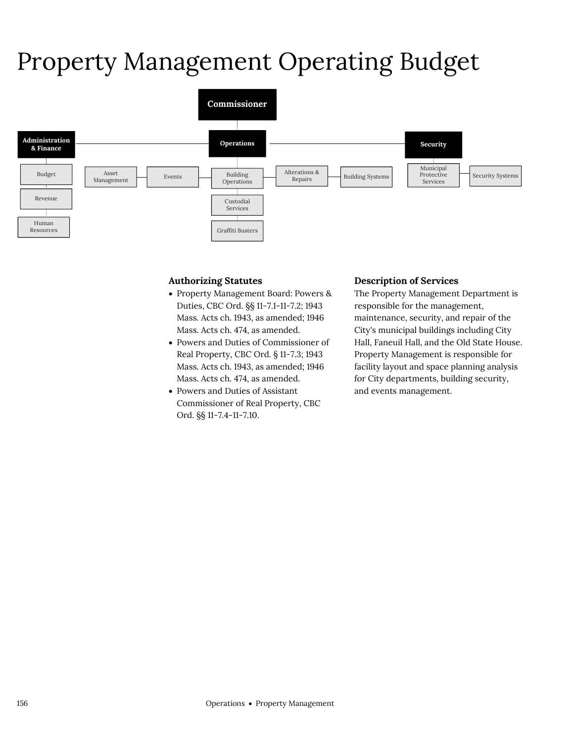# Property Management Operating Budget

- Commissioner
  - Administration & Finance
    - Budget
    - Revenue
    - Human Resources
  - Operations
    - Asset Management
    - Events
    - Building Operations
    - Custodial Services
    - Graffiti Busters
    - Alterations & Repairs
    - Building Systems
  - Security
    - Municipal Protective Services
    - Security Systems

### Authorizing Statutes

- Property Management Board: Powers & Duties, CBC Ord. §§ 11-7.1-11-7.2; 1943 Mass. Acts ch. 1943, as amended; 1946 Mass. Acts ch. 474, as amended.
- Powers and Duties of Commissioner of Real Property, CBC Ord. § 11-7.3; 1943 Mass. Acts ch. 1943, as amended; 1946 Mass. Acts ch. 474, as amended.
- Powers and Duties of Assistant Commissioner of Real Property, CBC Ord. §§ 11-7.4-11-7.10.

### Description of Services

The Property Management Department is responsible for the management, maintenance, security, and repair of the City's municipal buildings including City Hall, Faneuil Hall, and the Old State House. Property Management is responsible for facility layout and space planning analysis for City departments, building security, and events management.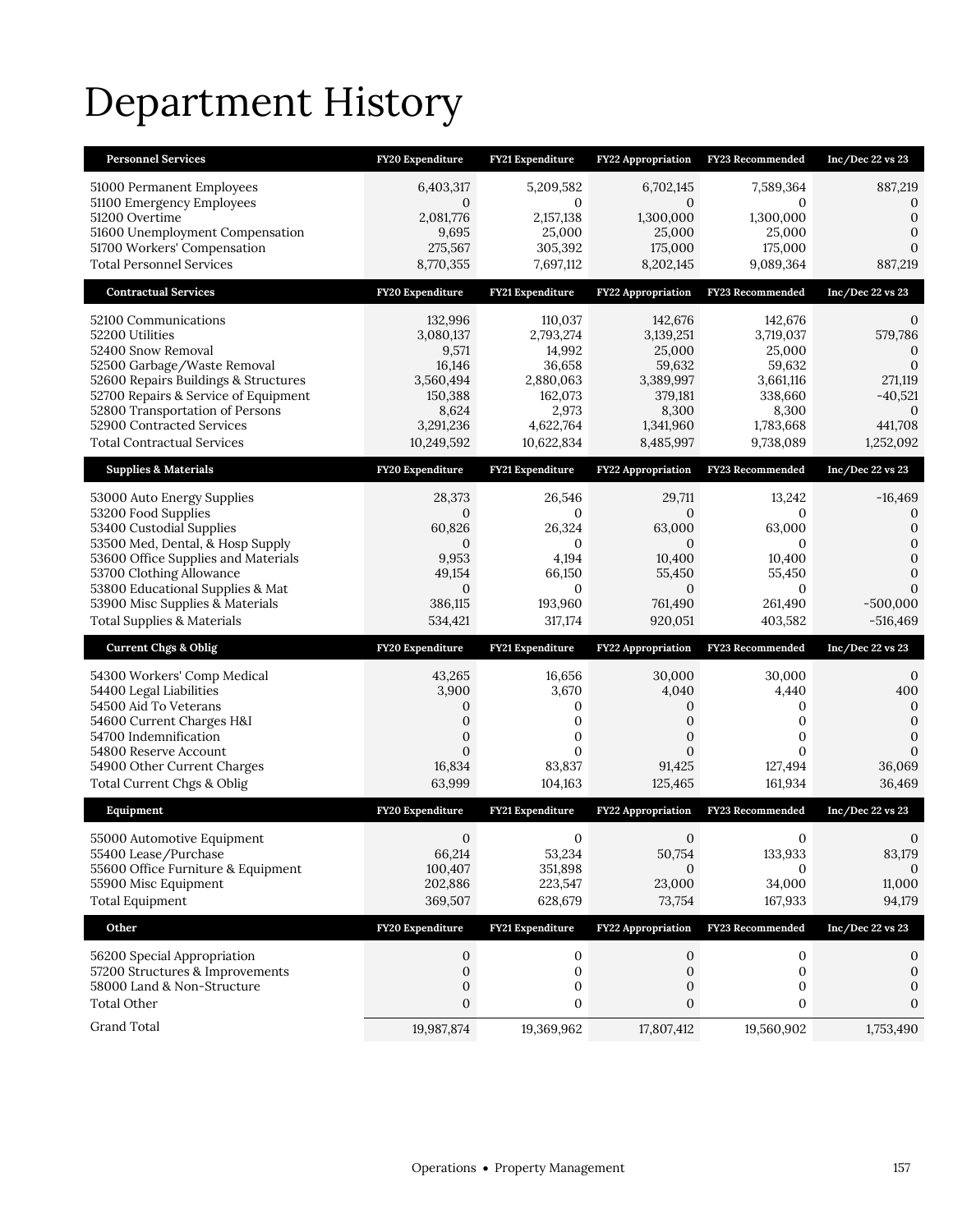# Department History

| Personnel Services | FY20 Expenditure | FY21 Expenditure | FY22 Appropriation | FY23 Recommended | Inc/Dec 22 vs 23 |
|---|---|---|---|---|---|
| 51000 Permanent Employees | 6,403,317 | 5,209,582 | 6,702,145 | 7,589,364 | 887,219 |
| 51100 Emergency Employees | 0 | 0 | 0 | 0 | 0 |
| 51200 Overtime | 2,081,776 | 2,157,138 | 1,300,000 | 1,300,000 | 0 |
| 51600 Unemployment Compensation | 9,695 | 25,000 | 25,000 | 25,000 | 0 |
| 51700 Workers' Compensation | 275,567 | 305,392 | 175,000 | 175,000 | 0 |
| Total Personnel Services | 8,770,355 | 7,697,112 | 8,202,145 | 9,089,364 | 887,219 |
| **Contractual Services** | **FY20 Expenditure** | **FY21 Expenditure** | **FY22 Appropriation** | **FY23 Recommended** | **Inc/Dec 22 vs 23** |
| 52100 Communications | 132,996 | 110,037 | 142,676 | 142,676 | 0 |
| 52200 Utilities | 3,080,137 | 2,793,274 | 3,139,251 | 3,719,037 | 579,786 |
| 52400 Snow Removal | 9,571 | 14,992 | 25,000 | 25,000 | 0 |
| 52500 Garbage/Waste Removal | 16,146 | 36,658 | 59,632 | 59,632 | 0 |
| 52600 Repairs Buildings & Structures | 3,560,494 | 2,880,063 | 3,389,997 | 3,661,116 | 271,119 |
| 52700 Repairs & Service of Equipment | 150,388 | 162,073 | 379,181 | 338,660 | -40,521 |
| 52800 Transportation of Persons | 8,624 | 2,973 | 8,300 | 8,300 | 0 |
| 52900 Contracted Services | 3,291,236 | 4,622,764 | 1,341,960 | 1,783,668 | 441,708 |
| Total Contractual Services | 10,249,592 | 10,622,834 | 8,485,997 | 9,738,089 | 1,252,092 |
| **Supplies & Materials** | **FY20 Expenditure** | **FY21 Expenditure** | **FY22 Appropriation** | **FY23 Recommended** | **Inc/Dec 22 vs 23** |
| 53000 Auto Energy Supplies | 28,373 | 26,546 | 29,711 | 13,242 | -16,469 |
| 53200 Food Supplies | 0 | 0 | 0 | 0 | 0 |
| 53400 Custodial Supplies | 60,826 | 26,324 | 63,000 | 63,000 | 0 |
| 53500 Med, Dental, & Hosp Supply | 0 | 0 | 0 | 0 | 0 |
| 53600 Office Supplies and Materials | 9,953 | 4,194 | 10,400 | 10,400 | 0 |
| 53700 Clothing Allowance | 49,154 | 66,150 | 55,450 | 55,450 | 0 |
| 53800 Educational Supplies & Mat | 0 | 0 | 0 | 0 | 0 |
| 53900 Misc Supplies & Materials | 386,115 | 193,960 | 761,490 | 261,490 | -500,000 |
| Total Supplies & Materials | 534,421 | 317,174 | 920,051 | 403,582 | -516,469 |
| **Current Chgs & Oblig** | **FY20 Expenditure** | **FY21 Expenditure** | **FY22 Appropriation** | **FY23 Recommended** | **Inc/Dec 22 vs 23** |
| 54300 Workers' Comp Medical | 43,265 | 16,656 | 30,000 | 30,000 | 0 |
| 54400 Legal Liabilities | 3,900 | 3,670 | 4,040 | 4,440 | 400 |
| 54500 Aid To Veterans | 0 | 0 | 0 | 0 | 0 |
| 54600 Current Charges H&I | 0 | 0 | 0 | 0 | 0 |
| 54700 Indemnification | 0 | 0 | 0 | 0 | 0 |
| 54800 Reserve Account | 0 | 0 | 0 | 0 | 0 |
| 54900 Other Current Charges | 16,834 | 83,837 | 91,425 | 127,494 | 36,069 |
| Total Current Chgs & Oblig | 63,999 | 104,163 | 125,465 | 161,934 | 36,469 |
| **Equipment** | **FY20 Expenditure** | **FY21 Expenditure** | **FY22 Appropriation** | **FY23 Recommended** | **Inc/Dec 22 vs 23** |
| 55000 Automotive Equipment | 0 | 0 | 0 | 0 | 0 |
| 55400 Lease/Purchase | 66,214 | 53,234 | 50,754 | 133,933 | 83,179 |
| 55600 Office Furniture & Equipment | 100,407 | 351,898 | 0 | 0 | 0 |
| 55900 Misc Equipment | 202,886 | 223,547 | 23,000 | 34,000 | 11,000 |
| Total Equipment | 369,507 | 628,679 | 73,754 | 167,933 | 94,179 |
| **Other** | **FY20 Expenditure** | **FY21 Expenditure** | **FY22 Appropriation** | **FY23 Recommended** | **Inc/Dec 22 vs 23** |
| 56200 Special Appropriation | 0 | 0 | 0 | 0 | 0 |
| 57200 Structures & Improvements | 0 | 0 | 0 | 0 | 0 |
| 58000 Land & Non-Structure | 0 | 0 | 0 | 0 | 0 |
| Total Other | 0 | 0 | 0 | 0 | 0 |
| Grand Total | 19,987,874 | 19,369,962 | 17,807,412 | 19,560,902 | 1,753,490 |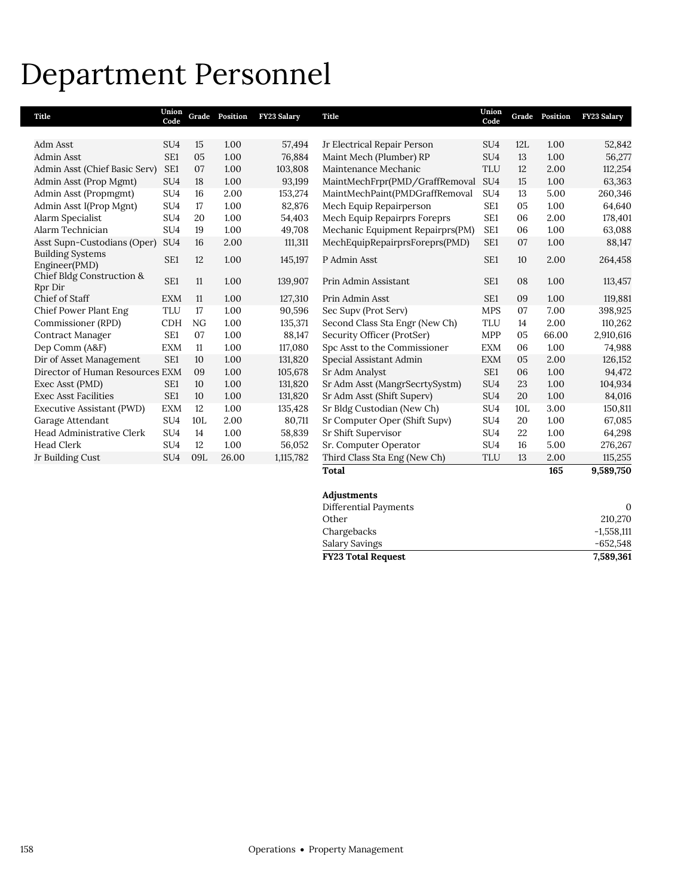# Department Personnel

| Title | Union Code | Grade | Position | FY23 Salary |
|---|---|---|---|---|
| Adm Asst | SU4 | 15 | 1.00 | 57,494 |
| Admin Asst | SE1 | 05 | 1.00 | 76,884 |
| Admin Asst (Chief Basic Serv) | SE1 | 07 | 1.00 | 103,808 |
| Admin Asst (Prop Mgmt) | SU4 | 18 | 1.00 | 93,199 |
| Admin Asst (Propmgmt) | SU4 | 16 | 2.00 | 153,274 |
| Admin Asst I(Prop Mgnt) | SU4 | 17 | 1.00 | 82,876 |
| Alarm Specialist | SU4 | 20 | 1.00 | 54,403 |
| Alarm Technician | SU4 | 19 | 1.00 | 49,708 |
| Asst Supn-Custodians (Oper) | SU4 | 16 | 2.00 | 111,311 |
| Building Systems Engineer(PMD) | SE1 | 12 | 1.00 | 145,197 |
| Chief Bldg Construction & Rpr Dir | SE1 | 11 | 1.00 | 139,907 |
| Chief of Staff | EXM | 11 | 1.00 | 127,310 |
| Chief Power Plant Eng | TLU | 17 | 1.00 | 90,596 |
| Commissioner (RPD) | CDH | NG | 1.00 | 135,371 |
| Contract Manager | SE1 | 07 | 1.00 | 88,147 |
| Dep Comm (A&F) | EXM | 11 | 1.00 | 117,080 |
| Dir of Asset Management | SE1 | 10 | 1.00 | 131,820 |
| Director of Human Resources | EXM | 09 | 1.00 | 105,678 |
| Exec Asst (PMD) | SE1 | 10 | 1.00 | 131,820 |
| Exec Asst Facilities | SE1 | 10 | 1.00 | 131,820 |
| Executive Assistant (PWD) | EXM | 12 | 1.00 | 135,428 |
| Garage Attendant | SU4 | 10L | 2.00 | 80,711 |
| Head Administrative Clerk | SU4 | 14 | 1.00 | 58,839 |
| Head Clerk | SU4 | 12 | 1.00 | 56,052 |
| Jr Building Cust | SU4 | 09L | 26.00 | 1,115,782 |
| Jr Electrical Repair Person | SU4 | 12L | 1.00 | 52,842 |
| Maint Mech (Plumber) RP | SU4 | 13 | 1.00 | 56,277 |
| Maintenance Mechanic | TLU | 12 | 2.00 | 112,254 |
| MaintMechFrpr(PMD/GraffRemoval | SU4 | 15 | 1.00 | 63,363 |
| MaintMechPaint(PMDGraffRemoval | SU4 | 13 | 5.00 | 260,346 |
| Mech Equip Repairperson | SE1 | 05 | 1.00 | 64,640 |
| Mech Equip Repairprs Foreprs | SE1 | 06 | 2.00 | 178,401 |
| Mechanic Equipment Repairprs(PM) | SE1 | 06 | 1.00 | 63,088 |
| MechEquipRepairprsForeprs(PMD) | SE1 | 07 | 1.00 | 88,147 |
| P Admin Asst | SE1 | 10 | 2.00 | 264,458 |
| Prin Admin Assistant | SE1 | 08 | 1.00 | 113,457 |
| Prin Admin Asst | SE1 | 09 | 1.00 | 119,881 |
| Sec Supv (Prot Serv) | MPS | 07 | 7.00 | 398,925 |
| Second Class Sta Engr (New Ch) | TLU | 14 | 2.00 | 110,262 |
| Security Officer (ProtSer) | MPP | 05 | 66.00 | 2,910,616 |
| Spc Asst to the Commissioner | EXM | 06 | 1.00 | 74,988 |
| Special Assistant Admin | EXM | 05 | 2.00 | 126,152 |
| Sr Adm Analyst | SE1 | 06 | 1.00 | 94,472 |
| Sr Adm Asst (MangrSecrtySystm) | SU4 | 23 | 1.00 | 104,934 |
| Sr Adm Asst (Shift Superv) | SU4 | 20 | 1.00 | 84,016 |
| Sr Bldg Custodian (New Ch) | SU4 | 10L | 3.00 | 150,811 |
| Sr Computer Oper (Shift Supv) | SU4 | 20 | 1.00 | 67,085 |
| Sr Shift Supervisor | SU4 | 22 | 1.00 | 64,298 |
| Sr. Computer Operator | SU4 | 16 | 5.00 | 276,267 |
| Third Class Sta Eng (New Ch) | TLU | 13 | 2.00 | 115,255 |
| **Total** | | | **165** | **9,589,750** |

| Adjustments | |
|---|---|
| Differential Payments | 0 |
| Other | 210,270 |
| Chargebacks | -1,558,111 |
| Salary Savings | -652,548 |
| **FY23 Total Request** | **7,589,361** |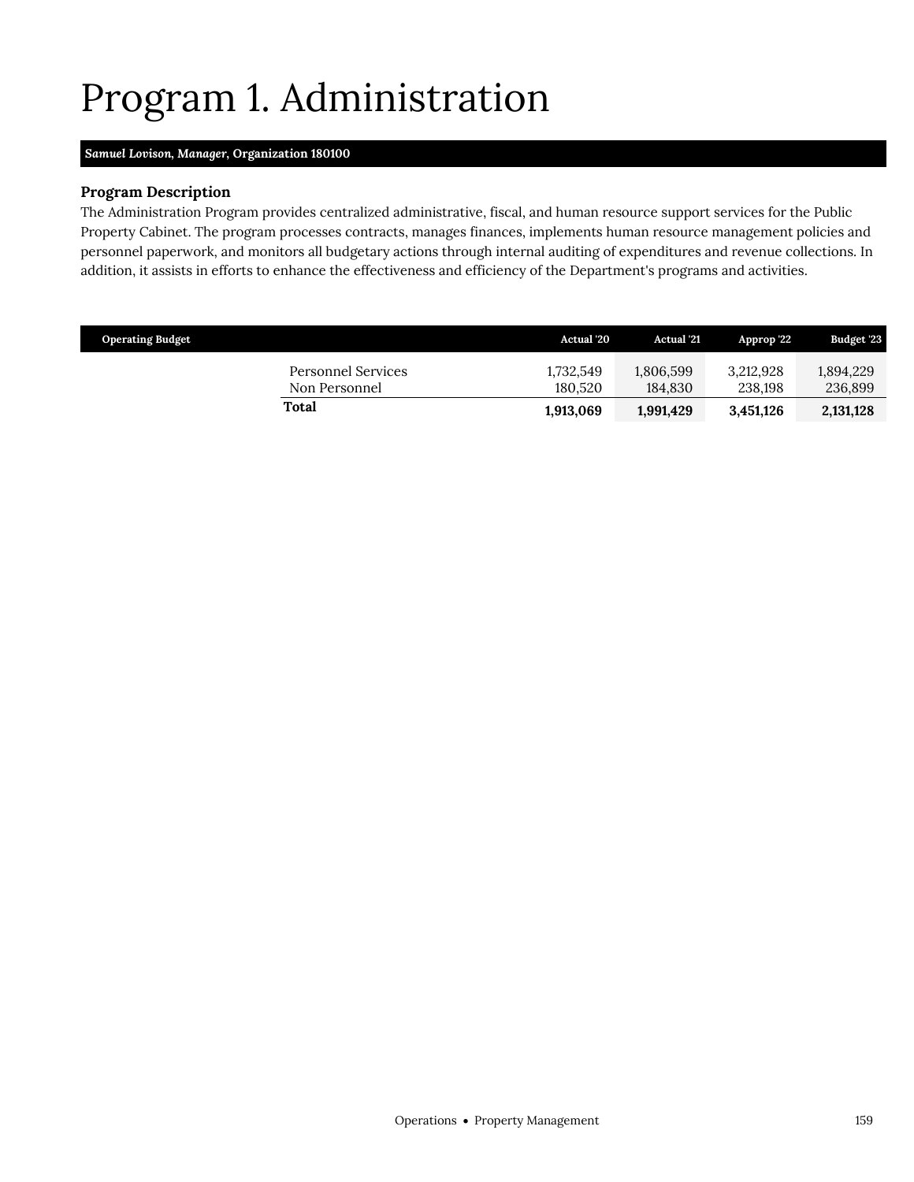# Program 1. Administration

***Samuel Lovison, Manager*, Organization 180100**

### Program Description

The Administration Program provides centralized administrative, fiscal, and human resource support services for the Public Property Cabinet. The program processes contracts, manages finances, implements human resource management policies and personnel paperwork, and monitors all budgetary actions through internal auditing of expenditures and revenue collections. In addition, it assists in efforts to enhance the effectiveness and efficiency of the Department's programs and activities.

| Operating Budget | Actual '20 | Actual '21 | Approp '22 | Budget '23 |
|---|---|---|---|---|
| Personnel Services | 1,732,549 | 1,806,599 | 3,212,928 | 1,894,229 |
| Non Personnel | 180,520 | 184,830 | 238,198 | 236,899 |
| **Total** | **1,913,069** | **1,991,429** | **3,451,126** | **2,131,128** |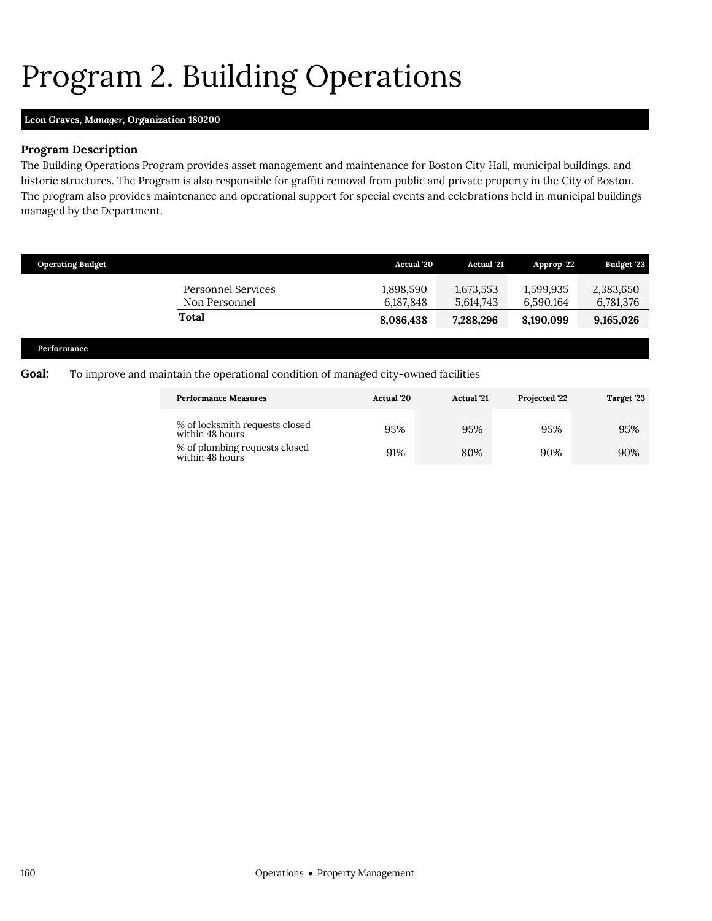# Program 2. Building Operations

**Leon Graves, *Manager*, Organization 180200**

### Program Description

The Building Operations Program provides asset management and maintenance for Boston City Hall, municipal buildings, and historic structures. The Program is also responsible for graffiti removal from public and private property in the City of Boston. The program also provides maintenance and operational support for special events and celebrations held in municipal buildings managed by the Department.

| Operating Budget | | Actual '20 | Actual '21 | Approp '22 | Budget '23 |
|---|---|---|---|---|---|
| | Personnel Services | 1,898,590 | 1,673,553 | 1,599,935 | 2,383,650 |
| | Non Personnel | 6,187,848 | 5,614,743 | 6,590,164 | 6,781,376 |
| | **Total** | **8,086,438** | **7,288,296** | **8,190,099** | **9,165,026** |

**Performance**

**Goal:** To improve and maintain the operational condition of managed city-owned facilities

| Performance Measures | Actual '20 | Actual '21 | Projected '22 | Target '23 |
|---|---|---|---|---|
| % of locksmith requests closed within 48 hours | 95% | 95% | 95% | 95% |
| % of plumbing requests closed within 48 hours | 91% | 80% | 90% | 90% |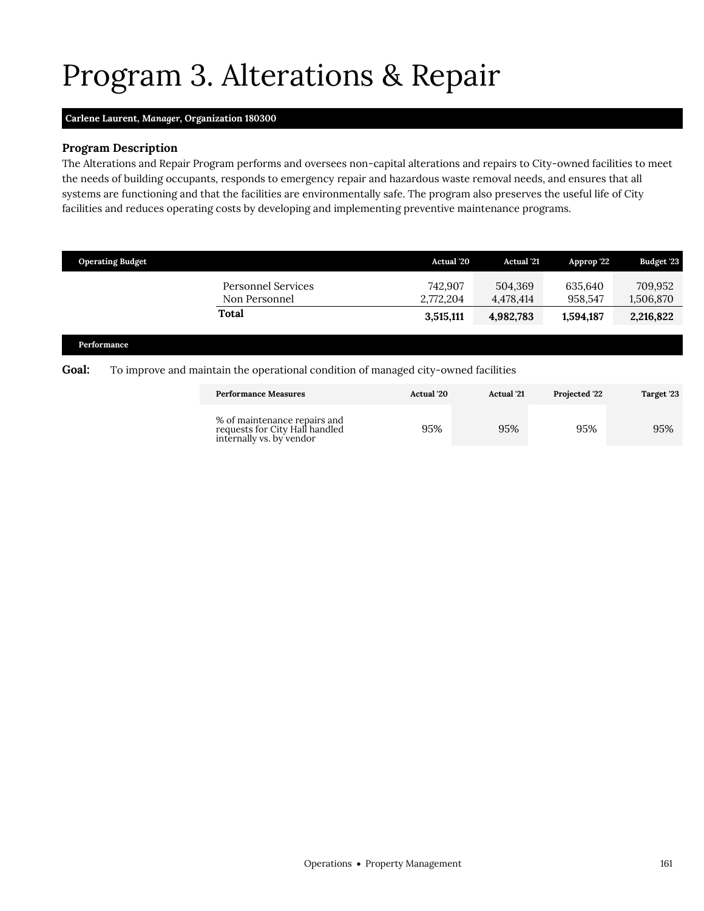# Program 3. Alterations & Repair

**Carlene Laurent, *Manager*, Organization 180300**

### Program Description

The Alterations and Repair Program performs and oversees non-capital alterations and repairs to City-owned facilities to meet the needs of building occupants, responds to emergency repair and hazardous waste removal needs, and ensures that all systems are functioning and that the facilities are environmentally safe. The program also preserves the useful life of City facilities and reduces operating costs by developing and implementing preventive maintenance programs.

| Operating Budget | Actual '20 | Actual '21 | Approp '22 | Budget '23 |
|---|---|---|---|---|
| Personnel Services | 742,907 | 504,369 | 635,640 | 709,952 |
| Non Personnel | 2,772,204 | 4,478,414 | 958,547 | 1,506,870 |
| **Total** | **3,515,111** | **4,982,783** | **1,594,187** | **2,216,822** |

**Performance**

**Goal:** To improve and maintain the operational condition of managed city-owned facilities

| Performance Measures | Actual '20 | Actual '21 | Projected '22 | Target '23 |
|---|---|---|---|---|
| % of maintenance repairs and requests for City Hall handled internally vs. by vendor | 95% | 95% | 95% | 95% |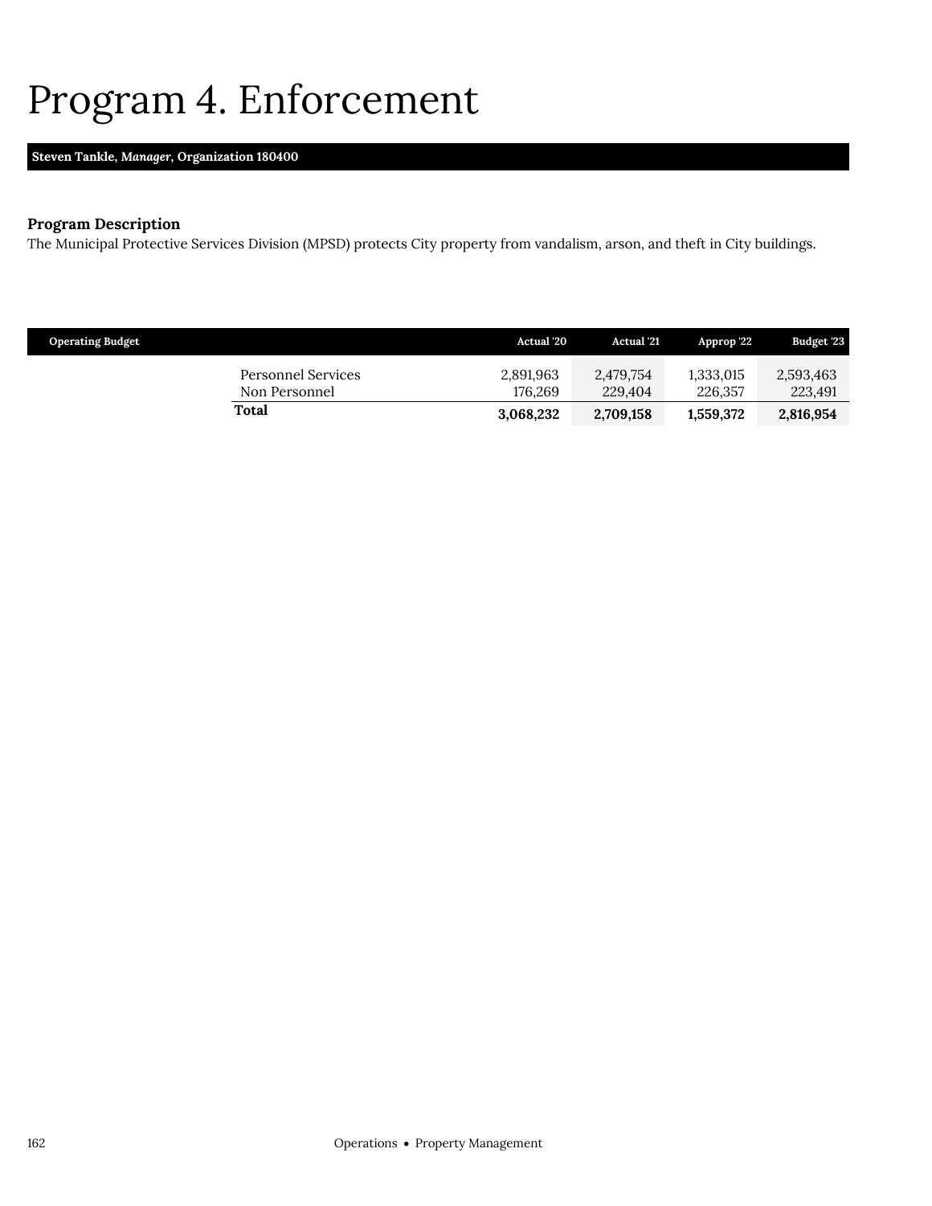# Program 4. Enforcement

**Steven Tankle, *Manager*, Organization 180400**

### Program Description

The Municipal Protective Services Division (MPSD) protects City property from vandalism, arson, and theft in City buildings.

| Operating Budget | Actual '20 | Actual '21 | Approp '22 | Budget '23 |
|---|---|---|---|---|
| Personnel Services | 2,891,963 | 2,479,754 | 1,333,015 | 2,593,463 |
| Non Personnel | 176,269 | 229,404 | 226,357 | 223,491 |
| **Total** | **3,068,232** | **2,709,158** | **1,559,372** | **2,816,954** |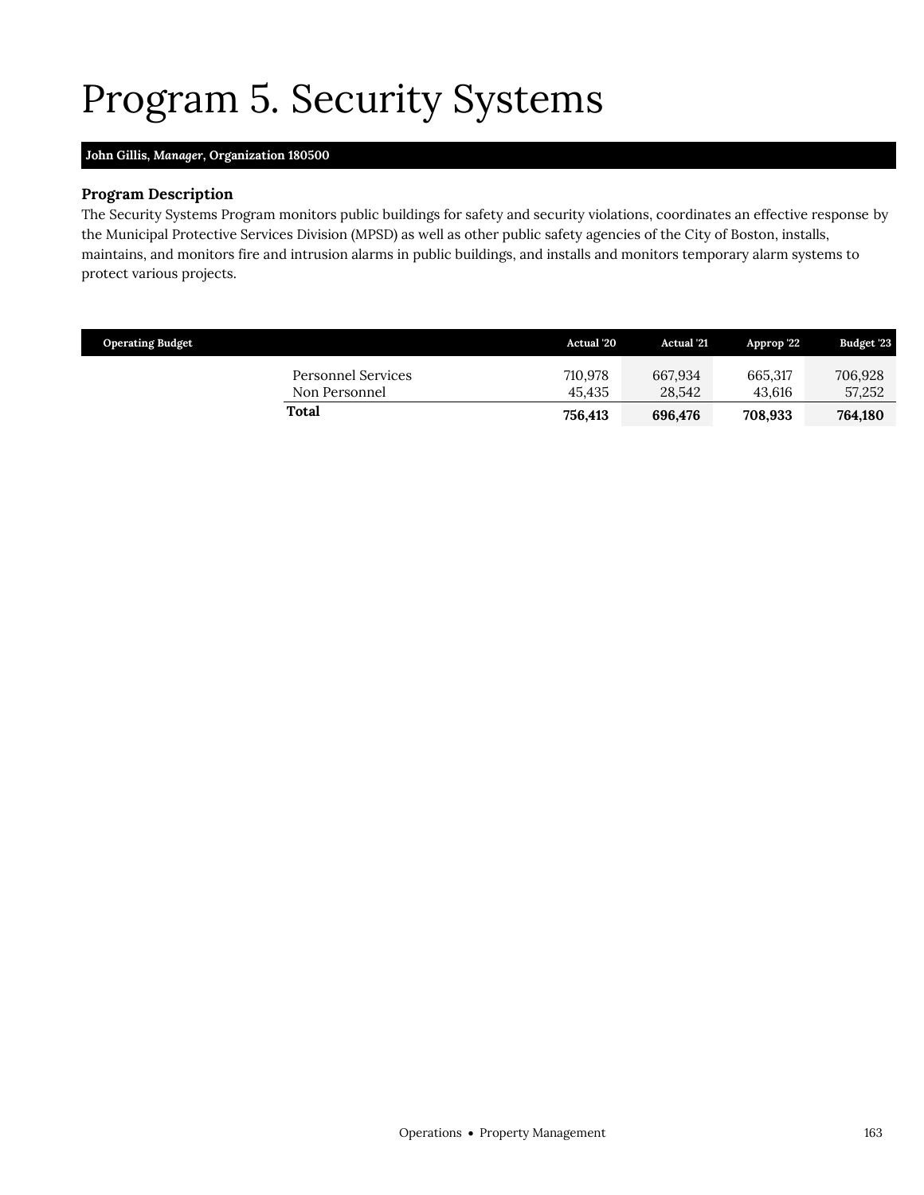# Program 5. Security Systems

**John Gillis, *Manager*, Organization 180500**

### Program Description

The Security Systems Program monitors public buildings for safety and security violations, coordinates an effective response by the Municipal Protective Services Division (MPSD) as well as other public safety agencies of the City of Boston, installs, maintains, and monitors fire and intrusion alarms in public buildings, and installs and monitors temporary alarm systems to protect various projects.

| Operating Budget | Actual '20 | Actual '21 | Approp '22 | Budget '23 |
|---|---|---|---|---|
| Personnel Services | 710,978 | 667,934 | 665,317 | 706,928 |
| Non Personnel | 45,435 | 28,542 | 43,616 | 57,252 |
| **Total** | **756,413** | **696,476** | **708,933** | **764,180** |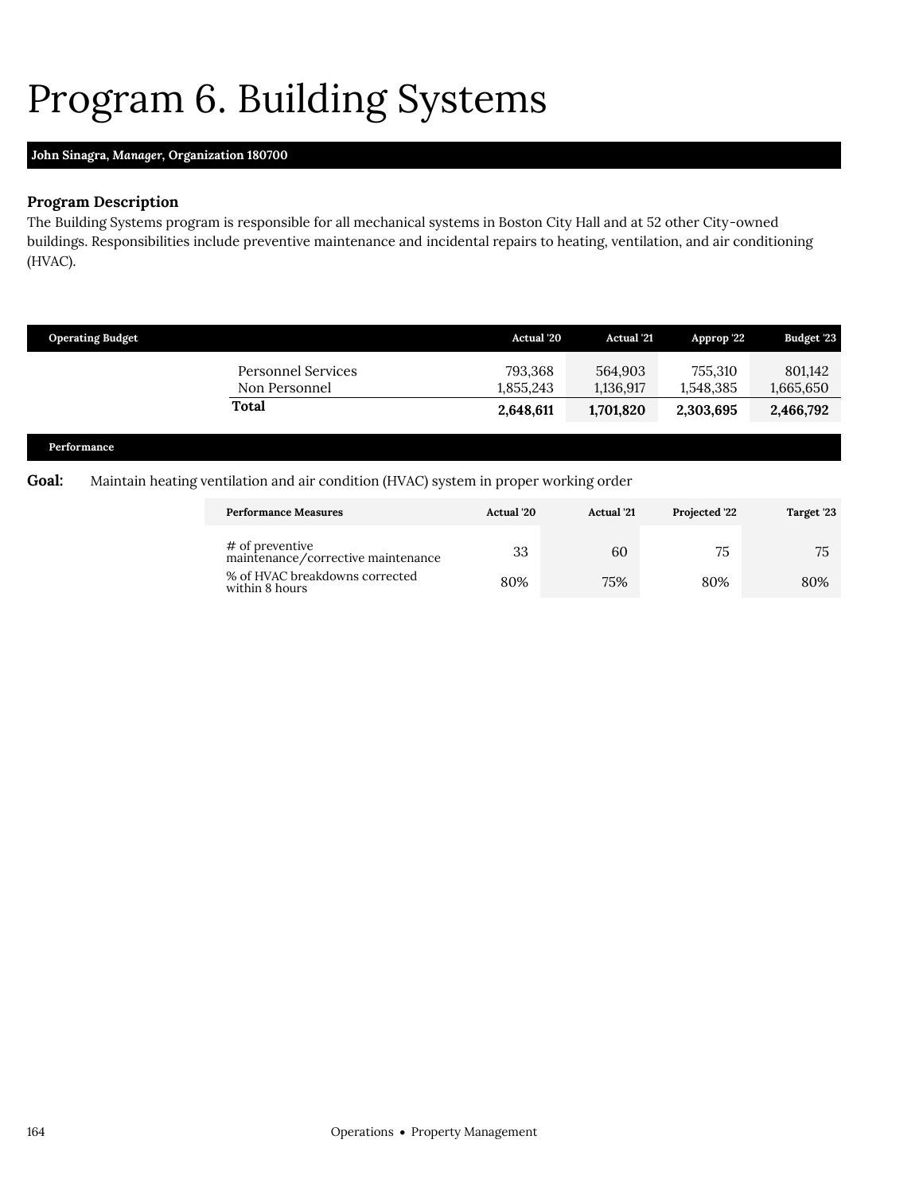# Program 6. Building Systems

**John Sinagra, *Manager*, Organization 180700**

### Program Description

The Building Systems program is responsible for all mechanical systems in Boston City Hall and at 52 other City-owned buildings. Responsibilities include preventive maintenance and incidental repairs to heating, ventilation, and air conditioning (HVAC).

| Operating Budget | Actual '20 | Actual '21 | Approp '22 | Budget '23 |
|---|---|---|---|---|
| Personnel Services | 793,368 | 564,903 | 755,310 | 801,142 |
| Non Personnel | 1,855,243 | 1,136,917 | 1,548,385 | 1,665,650 |
| **Total** | **2,648,611** | **1,701,820** | **2,303,695** | **2,466,792** |

**Performance**

**Goal:** Maintain heating ventilation and air condition (HVAC) system in proper working order

| Performance Measures | Actual '20 | Actual '21 | Projected '22 | Target '23 |
|---|---|---|---|---|
| # of preventive maintenance/corrective maintenance | 33 | 60 | 75 | 75 |
| % of HVAC breakdowns corrected within 8 hours | 80% | 75% | 80% | 80% |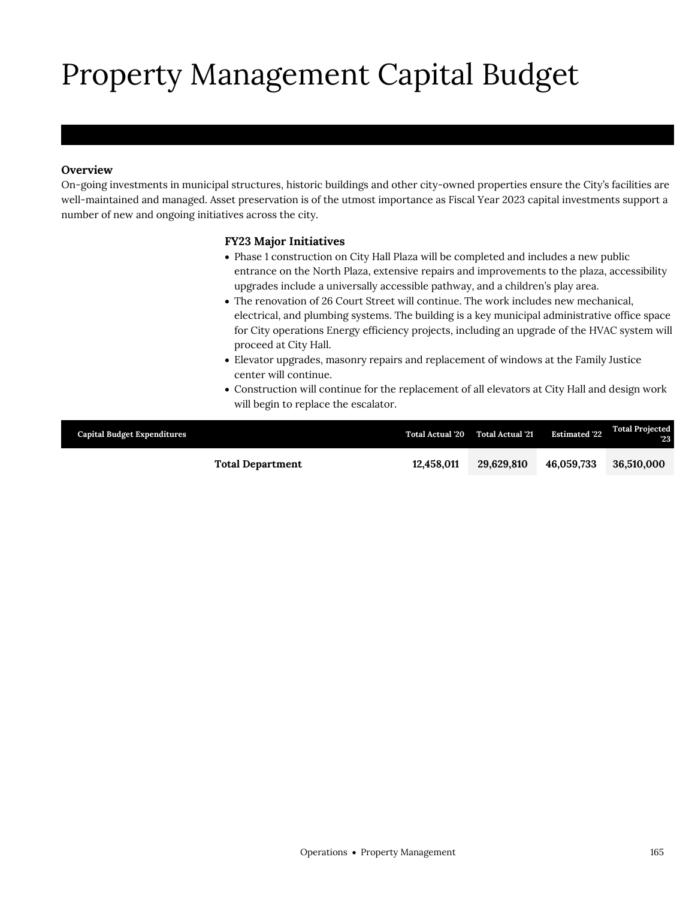# Property Management Capital Budget

**Overview**

On-going investments in municipal structures, historic buildings and other city-owned properties ensure the City's facilities are well-maintained and managed. Asset preservation is of the utmost importance as Fiscal Year 2023 capital investments support a number of new and ongoing initiatives across the city.

**FY23 Major Initiatives**

- Phase 1 construction on City Hall Plaza will be completed and includes a new public entrance on the North Plaza, extensive repairs and improvements to the plaza, accessibility upgrades include a universally accessible pathway, and a children's play area.
- The renovation of 26 Court Street will continue. The work includes new mechanical, electrical, and plumbing systems. The building is a key municipal administrative office space for City operations Energy efficiency projects, including an upgrade of the HVAC system will proceed at City Hall.
- Elevator upgrades, masonry repairs and replacement of windows at the Family Justice center will continue.
- Construction will continue for the replacement of all elevators at City Hall and design work will begin to replace the escalator.

| Capital Budget Expenditures | Total Actual '20 | Total Actual '21 | Estimated '22 | Total Projected '23 |
|---|---|---|---|---|
| **Total Department** | **12,458,011** | **29,629,810** | **46,059,733** | **36,510,000** |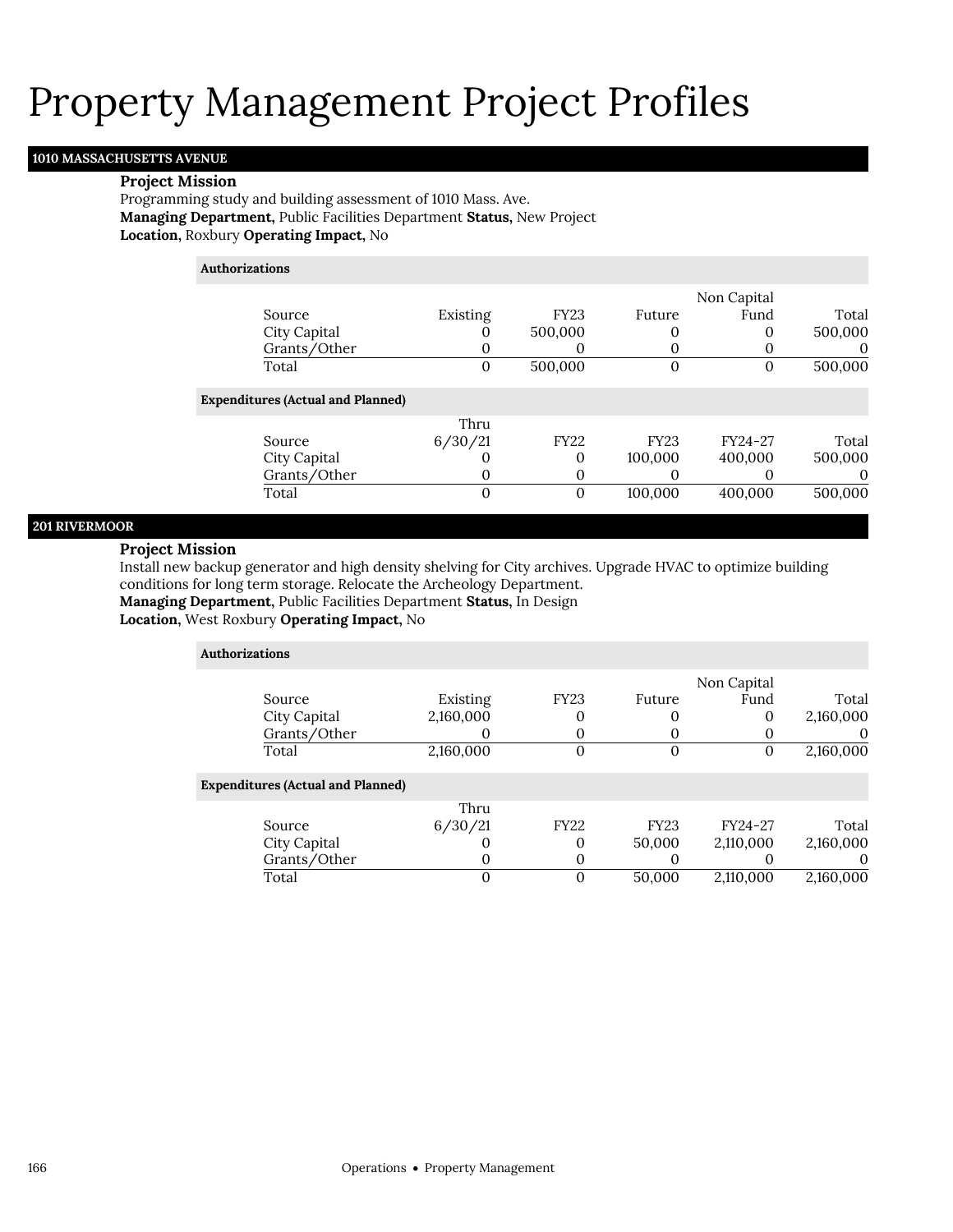# Property Management Project Profiles

## 1010 MASSACHUSETTS AVENUE

**Project Mission**

Programming study and building assessment of 1010 Mass. Ave.

**Managing Department,** Public Facilities Department **Status,** New Project

**Location,** Roxbury **Operating Impact,** No

**Authorizations**

| Source | Existing | FY23 | Future | Non Capital Fund | Total |
|---|---|---|---|---|---|
| City Capital | 0 | 500,000 | 0 | 0 | 500,000 |
| Grants/Other | 0 | 0 | 0 | 0 | 0 |
| Total | 0 | 500,000 | 0 | 0 | 500,000 |

**Expenditures (Actual and Planned)**

| Source | Thru 6/30/21 | FY22 | FY23 | FY24-27 | Total |
|---|---|---|---|---|---|
| City Capital | 0 | 0 | 100,000 | 400,000 | 500,000 |
| Grants/Other | 0 | 0 | 0 | 0 | 0 |
| Total | 0 | 0 | 100,000 | 400,000 | 500,000 |

## 201 RIVERMOOR

**Project Mission**

Install new backup generator and high density shelving for City archives. Upgrade HVAC to optimize building conditions for long term storage. Relocate the Archeology Department.

**Managing Department,** Public Facilities Department **Status,** In Design

**Location,** West Roxbury **Operating Impact,** No

**Authorizations**

| Source | Existing | FY23 | Future | Non Capital Fund | Total |
|---|---|---|---|---|---|
| City Capital | 2,160,000 | 0 | 0 | 0 | 2,160,000 |
| Grants/Other | 0 | 0 | 0 | 0 | 0 |
| Total | 2,160,000 | 0 | 0 | 0 | 2,160,000 |

**Expenditures (Actual and Planned)**

| Source | Thru 6/30/21 | FY22 | FY23 | FY24-27 | Total |
|---|---|---|---|---|---|
| City Capital | 0 | 0 | 50,000 | 2,110,000 | 2,160,000 |
| Grants/Other | 0 | 0 | 0 | 0 | 0 |
| Total | 0 | 0 | 50,000 | 2,110,000 | 2,160,000 |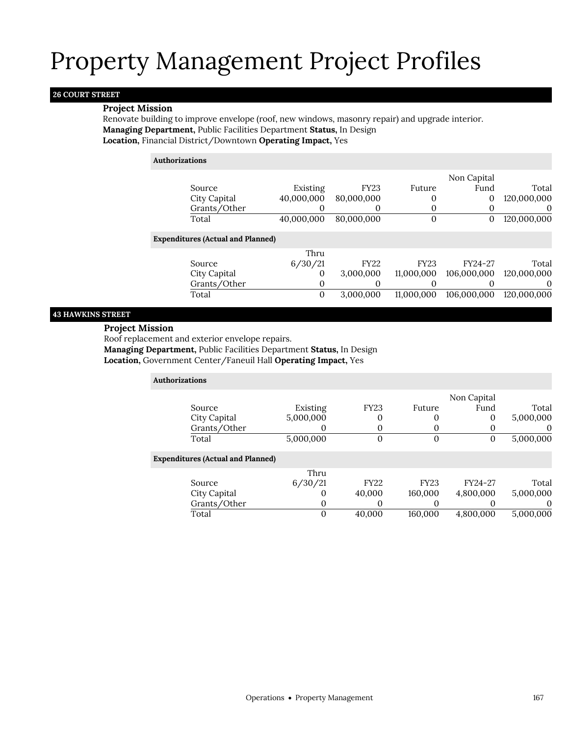# Property Management Project Profiles

## 26 COURT STREET

**Project Mission**

Renovate building to improve envelope (roof, new windows, masonry repair) and upgrade interior.

**Managing Department,** Public Facilities Department **Status,** In Design

**Location,** Financial District/Downtown **Operating Impact,** Yes

**Authorizations**

| Source | Existing | FY23 | Future | Non Capital Fund | Total |
|---|---|---|---|---|---|
| City Capital | 40,000,000 | 80,000,000 | 0 | 0 | 120,000,000 |
| Grants/Other | 0 | 0 | 0 | 0 | 0 |
| Total | 40,000,000 | 80,000,000 | 0 | 0 | 120,000,000 |

**Expenditures (Actual and Planned)**

| Source | Thru 6/30/21 | FY22 | FY23 | FY24-27 | Total |
|---|---|---|---|---|---|
| City Capital | 0 | 3,000,000 | 11,000,000 | 106,000,000 | 120,000,000 |
| Grants/Other | 0 | 0 | 0 | 0 | 0 |
| Total | 0 | 3,000,000 | 11,000,000 | 106,000,000 | 120,000,000 |

## 43 HAWKINS STREET

**Project Mission**

Roof replacement and exterior envelope repairs.

**Managing Department,** Public Facilities Department **Status,** In Design

**Location,** Government Center/Faneuil Hall **Operating Impact,** Yes

**Authorizations**

| Source | Existing | FY23 | Future | Non Capital Fund | Total |
|---|---|---|---|---|---|
| City Capital | 5,000,000 | 0 | 0 | 0 | 5,000,000 |
| Grants/Other | 0 | 0 | 0 | 0 | 0 |
| Total | 5,000,000 | 0 | 0 | 0 | 5,000,000 |

**Expenditures (Actual and Planned)**

| Source | Thru 6/30/21 | FY22 | FY23 | FY24-27 | Total |
|---|---|---|---|---|---|
| City Capital | 0 | 40,000 | 160,000 | 4,800,000 | 5,000,000 |
| Grants/Other | 0 | 0 | 0 | 0 | 0 |
| Total | 0 | 40,000 | 160,000 | 4,800,000 | 5,000,000 |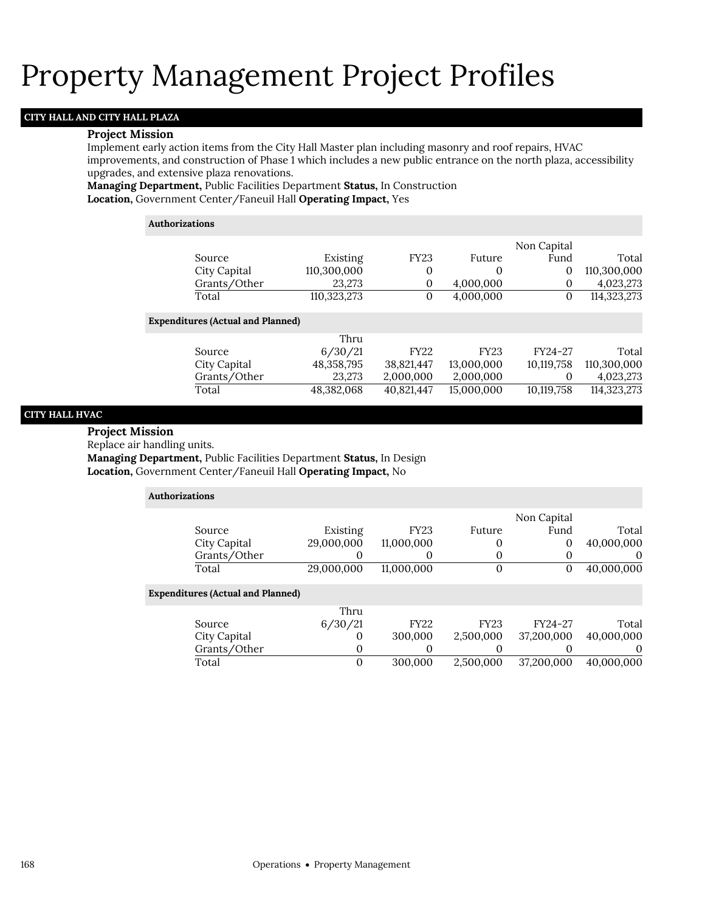# Property Management Project Profiles

## CITY HALL AND CITY HALL PLAZA

**Project Mission**

Implement early action items from the City Hall Master plan including masonry and roof repairs, HVAC improvements, and construction of Phase 1 which includes a new public entrance on the north plaza, accessibility upgrades, and extensive plaza renovations.

**Managing Department,** Public Facilities Department **Status,** In Construction
**Location,** Government Center/Faneuil Hall **Operating Impact,** Yes

**Authorizations**

| Source | Existing | FY23 | Future | Non Capital Fund | Total |
|---|---|---|---|---|---|
| City Capital | 110,300,000 | 0 | 0 | 0 | 110,300,000 |
| Grants/Other | 23,273 | 0 | 4,000,000 | 0 | 4,023,273 |
| Total | 110,323,273 | 0 | 4,000,000 | 0 | 114,323,273 |

**Expenditures (Actual and Planned)**

| Source | Thru 6/30/21 | FY22 | FY23 | FY24-27 | Total |
|---|---|---|---|---|---|
| City Capital | 48,358,795 | 38,821,447 | 13,000,000 | 10,119,758 | 110,300,000 |
| Grants/Other | 23,273 | 2,000,000 | 2,000,000 | 0 | 4,023,273 |
| Total | 48,382,068 | 40,821,447 | 15,000,000 | 10,119,758 | 114,323,273 |

## CITY HALL HVAC

**Project Mission**

Replace air handling units.

**Managing Department,** Public Facilities Department **Status,** In Design
**Location,** Government Center/Faneuil Hall **Operating Impact,** No

**Authorizations**

| Source | Existing | FY23 | Future | Non Capital Fund | Total |
|---|---|---|---|---|---|
| City Capital | 29,000,000 | 11,000,000 | 0 | 0 | 40,000,000 |
| Grants/Other | 0 | 0 | 0 | 0 | 0 |
| Total | 29,000,000 | 11,000,000 | 0 | 0 | 40,000,000 |

**Expenditures (Actual and Planned)**

| Source | Thru 6/30/21 | FY22 | FY23 | FY24-27 | Total |
|---|---|---|---|---|---|
| City Capital | 0 | 300,000 | 2,500,000 | 37,200,000 | 40,000,000 |
| Grants/Other | 0 | 0 | 0 | 0 | 0 |
| Total | 0 | 300,000 | 2,500,000 | 37,200,000 | 40,000,000 |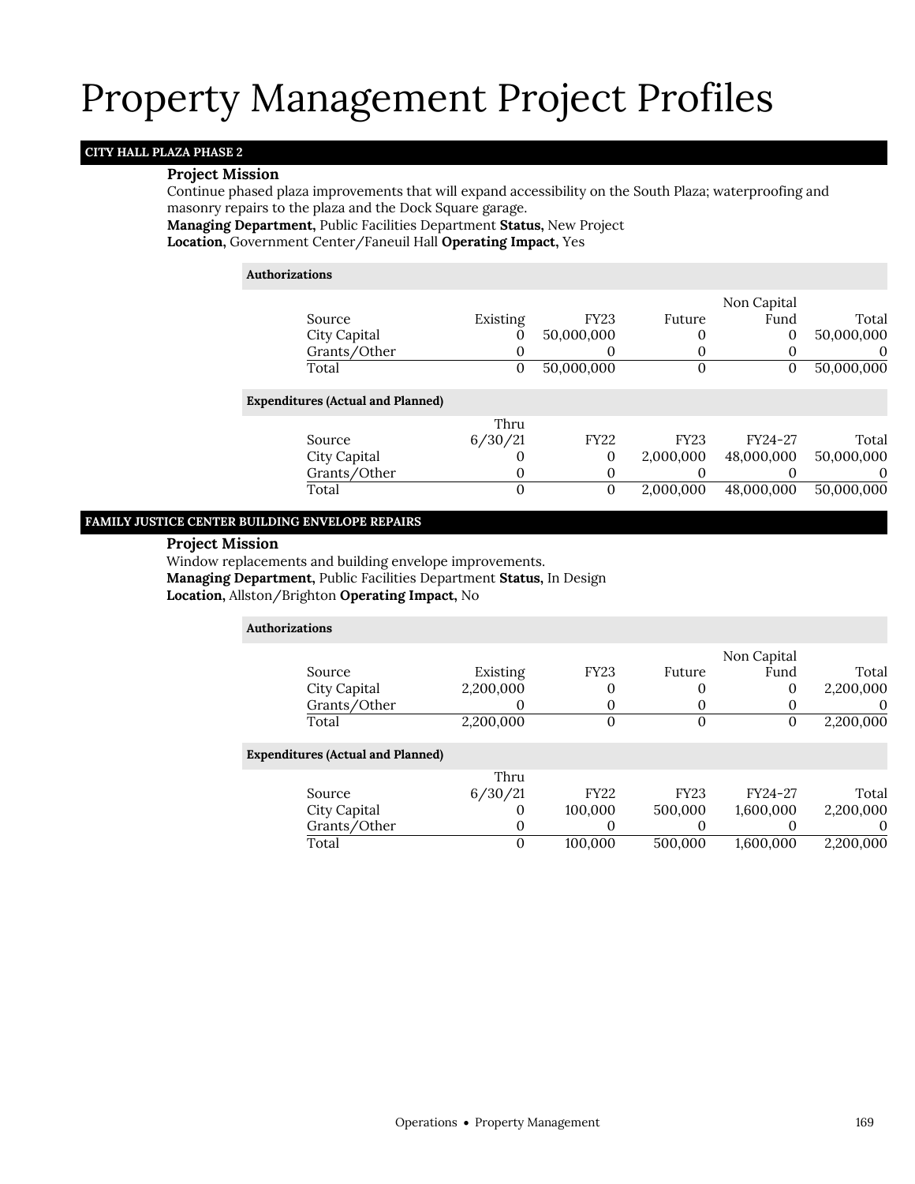# Property Management Project Profiles

## CITY HALL PLAZA PHASE 2

### Project Mission

Continue phased plaza improvements that will expand accessibility on the South Plaza; waterproofing and masonry repairs to the plaza and the Dock Square garage.

**Managing Department,** Public Facilities Department **Status,** New Project
**Location,** Government Center/Faneuil Hall **Operating Impact,** Yes

**Authorizations**

| Source | Existing | FY23 | Future | Non Capital Fund | Total |
|---|---|---|---|---|---|
| City Capital | 0 | 50,000,000 | 0 | 0 | 50,000,000 |
| Grants/Other | 0 | 0 | 0 | 0 | 0 |
| Total | 0 | 50,000,000 | 0 | 0 | 50,000,000 |

**Expenditures (Actual and Planned)**

| Source | Thru 6/30/21 | FY22 | FY23 | FY24-27 | Total |
|---|---|---|---|---|---|
| City Capital | 0 | 0 | 2,000,000 | 48,000,000 | 50,000,000 |
| Grants/Other | 0 | 0 | 0 | 0 | 0 |
| Total | 0 | 0 | 2,000,000 | 48,000,000 | 50,000,000 |

## FAMILY JUSTICE CENTER BUILDING ENVELOPE REPAIRS

### Project Mission

Window replacements and building envelope improvements.

**Managing Department,** Public Facilities Department **Status,** In Design
**Location,** Allston/Brighton **Operating Impact,** No

**Authorizations**

| Source | Existing | FY23 | Future | Non Capital Fund | Total |
|---|---|---|---|---|---|
| City Capital | 2,200,000 | 0 | 0 | 0 | 2,200,000 |
| Grants/Other | 0 | 0 | 0 | 0 | 0 |
| Total | 2,200,000 | 0 | 0 | 0 | 2,200,000 |

**Expenditures (Actual and Planned)**

| Source | Thru 6/30/21 | FY22 | FY23 | FY24-27 | Total |
|---|---|---|---|---|---|
| City Capital | 0 | 100,000 | 500,000 | 1,600,000 | 2,200,000 |
| Grants/Other | 0 | 0 | 0 | 0 | 0 |
| Total | 0 | 100,000 | 500,000 | 1,600,000 | 2,200,000 |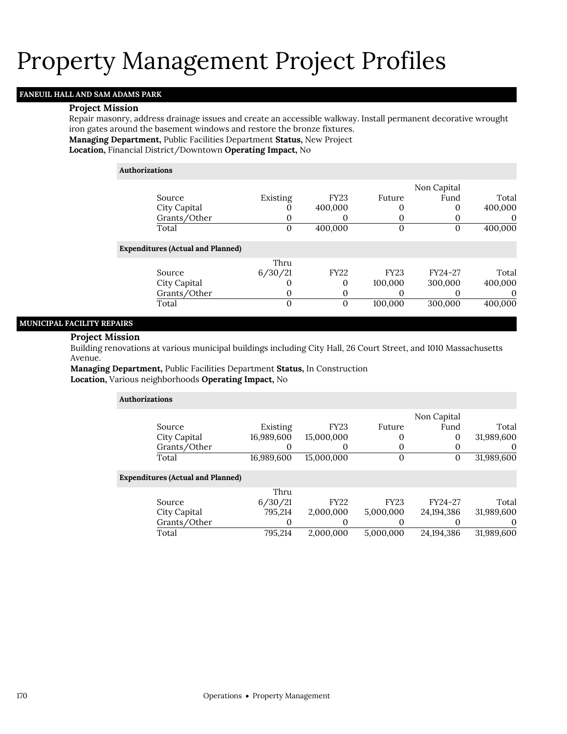# Property Management Project Profiles

## FANEUIL HALL AND SAM ADAMS PARK

### Project Mission

Repair masonry, address drainage issues and create an accessible walkway. Install permanent decorative wrought iron gates around the basement windows and restore the bronze fixtures.

**Managing Department,** Public Facilities Department **Status,** New Project
**Location,** Financial District/Downtown **Operating Impact,** No

**Authorizations**

| Source | Existing | FY23 | Future | Non Capital Fund | Total |
|---|---|---|---|---|---|
| City Capital | 0 | 400,000 | 0 | 0 | 400,000 |
| Grants/Other | 0 | 0 | 0 | 0 | 0 |
| Total | 0 | 400,000 | 0 | 0 | 400,000 |

**Expenditures (Actual and Planned)**

| Source | Thru 6/30/21 | FY22 | FY23 | FY24-27 | Total |
|---|---|---|---|---|---|
| City Capital | 0 | 0 | 100,000 | 300,000 | 400,000 |
| Grants/Other | 0 | 0 | 0 | 0 | 0 |
| Total | 0 | 0 | 100,000 | 300,000 | 400,000 |

## MUNICIPAL FACILITY REPAIRS

### Project Mission

Building renovations at various municipal buildings including City Hall, 26 Court Street, and 1010 Massachusetts Avenue.

**Managing Department,** Public Facilities Department **Status,** In Construction
**Location,** Various neighborhoods **Operating Impact,** No

**Authorizations**

| Source | Existing | FY23 | Future | Non Capital Fund | Total |
|---|---|---|---|---|---|
| City Capital | 16,989,600 | 15,000,000 | 0 | 0 | 31,989,600 |
| Grants/Other | 0 | 0 | 0 | 0 | 0 |
| Total | 16,989,600 | 15,000,000 | 0 | 0 | 31,989,600 |

**Expenditures (Actual and Planned)**

| Source | Thru 6/30/21 | FY22 | FY23 | FY24-27 | Total |
|---|---|---|---|---|---|
| City Capital | 795,214 | 2,000,000 | 5,000,000 | 24,194,386 | 31,989,600 |
| Grants/Other | 0 | 0 | 0 | 0 | 0 |
| Total | 795,214 | 2,000,000 | 5,000,000 | 24,194,386 | 31,989,600 |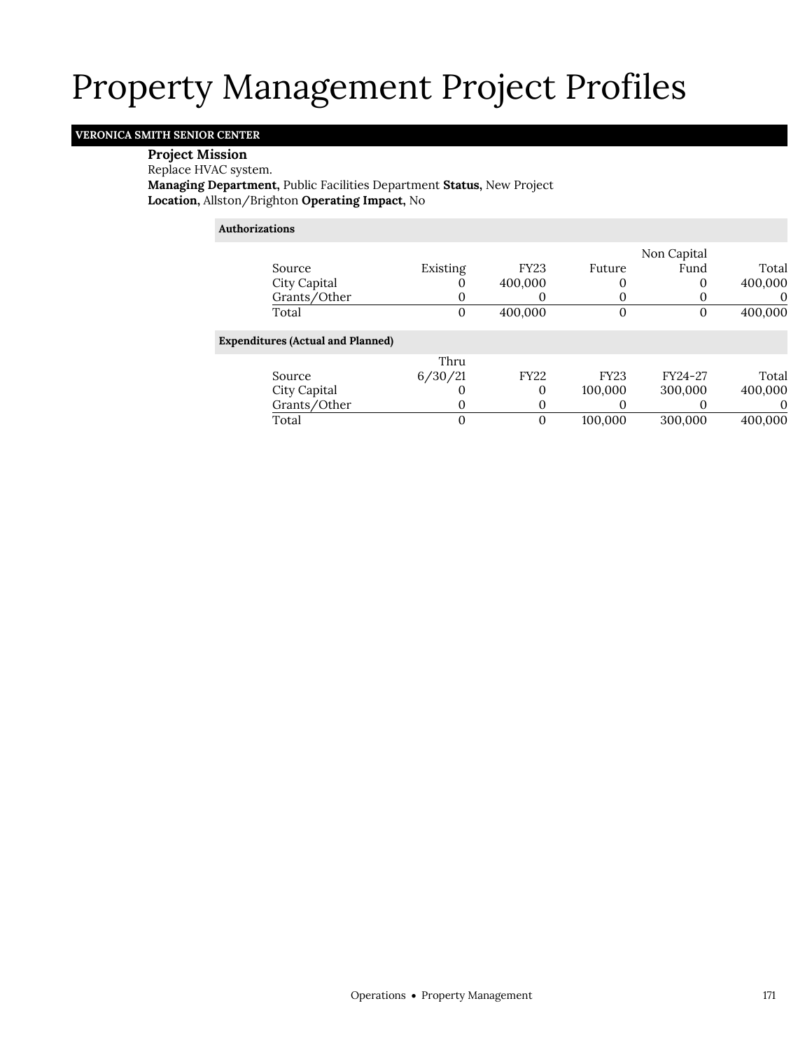# Property Management Project Profiles

## VERONICA SMITH SENIOR CENTER

**Project Mission**
Replace HVAC system.
**Managing Department,** Public Facilities Department **Status,** New Project
**Location,** Allston/Brighton **Operating Impact,** No

**Authorizations**

| Source | Existing | FY23 | Future | Non Capital Fund | Total |
|---|---|---|---|---|---|
| City Capital | 0 | 400,000 | 0 | 0 | 400,000 |
| Grants/Other | 0 | 0 | 0 | 0 | 0 |
| Total | 0 | 400,000 | 0 | 0 | 400,000 |

**Expenditures (Actual and Planned)**

| Source | Thru 6/30/21 | FY22 | FY23 | FY24-27 | Total |
|---|---|---|---|---|---|
| City Capital | 0 | 0 | 100,000 | 300,000 | 400,000 |
| Grants/Other | 0 | 0 | 0 | 0 | 0 |
| Total | 0 | 0 | 100,000 | 300,000 | 400,000 |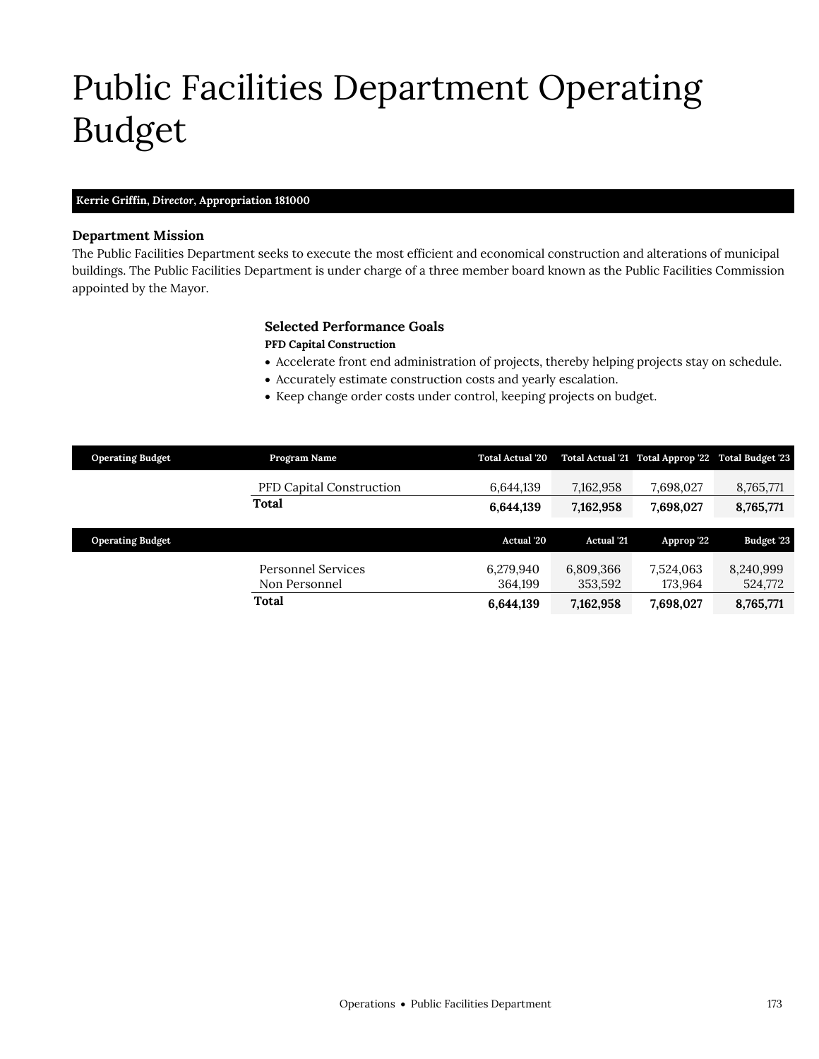# Public Facilities Department Operating Budget

**Kerrie Griffin, *Director*, Appropriation 181000**

### Department Mission

The Public Facilities Department seeks to execute the most efficient and economical construction and alterations of municipal buildings. The Public Facilities Department is under charge of a three member board known as the Public Facilities Commission appointed by the Mayor.

### Selected Performance Goals

**PFD Capital Construction**

- Accelerate front end administration of projects, thereby helping projects stay on schedule.
- Accurately estimate construction costs and yearly escalation.
- Keep change order costs under control, keeping projects on budget.

| Operating Budget | Program Name | Total Actual '20 | Total Actual '21 | Total Approp '22 | Total Budget '23 |
|---|---|---|---|---|---|
| | PFD Capital Construction | 6,644,139 | 7,162,958 | 7,698,027 | 8,765,771 |
| | **Total** | **6,644,139** | **7,162,958** | **7,698,027** | **8,765,771** |

| Operating Budget | | Actual '20 | Actual '21 | Approp '22 | Budget '23 |
|---|---|---|---|---|---|
| | Personnel Services | 6,279,940 | 6,809,366 | 7,524,063 | 8,240,999 |
| | Non Personnel | 364,199 | 353,592 | 173,964 | 524,772 |
| | **Total** | **6,644,139** | **7,162,958** | **7,698,027** | **8,765,771** |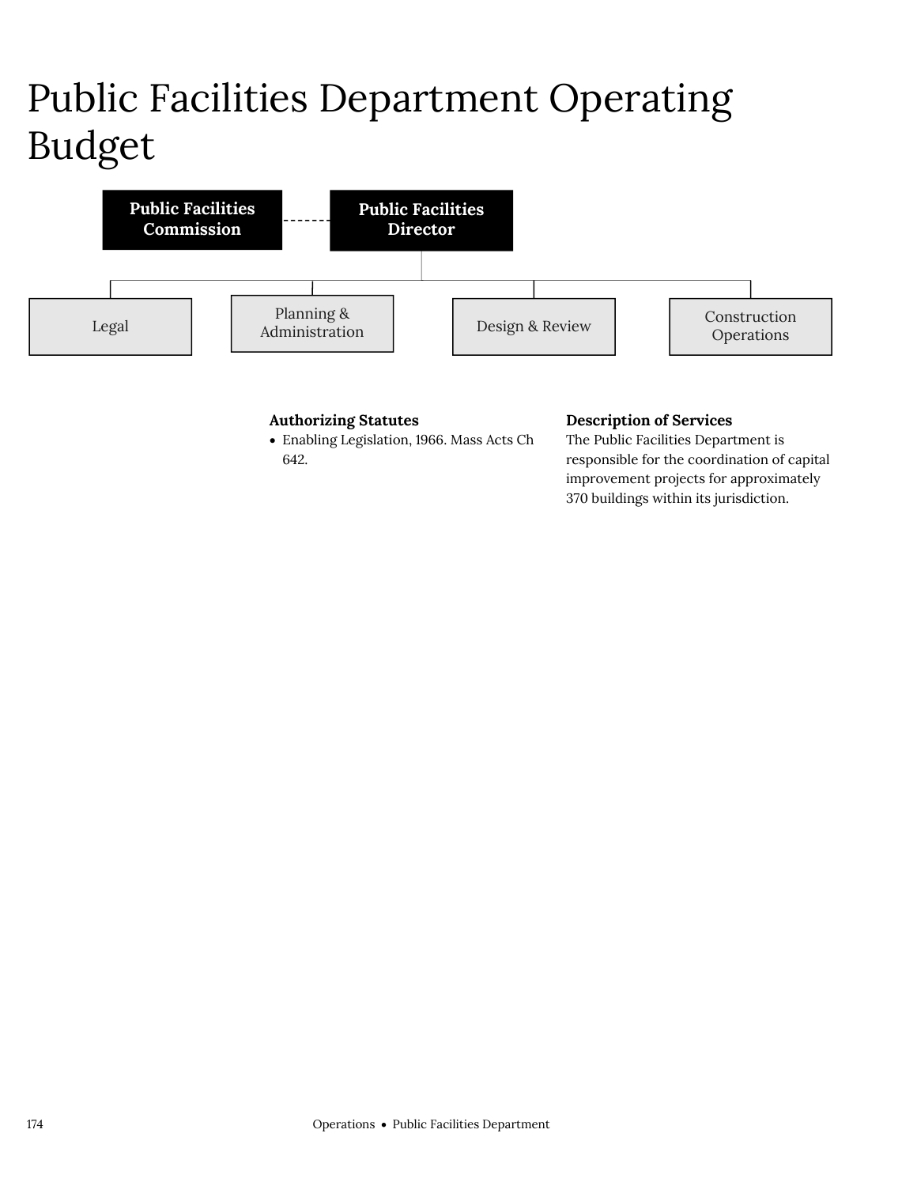# Public Facilities Department Operating Budget

**Public Facilities Commission** - - - **Public Facilities Director**

- Legal
- Planning & Administration
- Design & Review
- Construction Operations

### Authorizing Statutes

- Enabling Legislation, 1966. Mass Acts Ch 642.

### Description of Services

The Public Facilities Department is responsible for the coordination of capital improvement projects for approximately 370 buildings within its jurisdiction.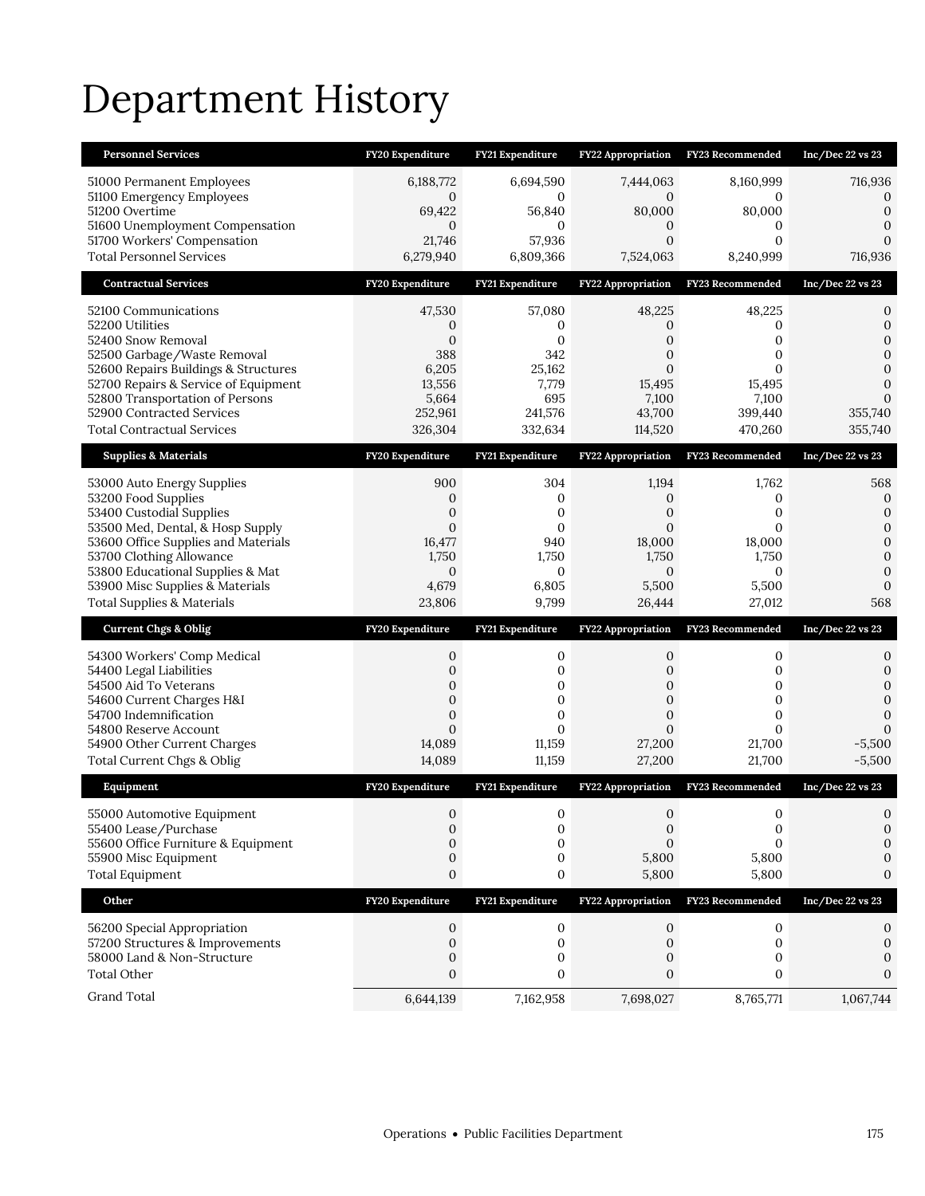# Department History

| Personnel Services | FY20 Expenditure | FY21 Expenditure | FY22 Appropriation | FY23 Recommended | Inc/Dec 22 vs 23 |
|---|---|---|---|---|---|
| 51000 Permanent Employees | 6,188,772 | 6,694,590 | 7,444,063 | 8,160,999 | 716,936 |
| 51100 Emergency Employees | 0 | 0 | 0 | 0 | 0 |
| 51200 Overtime | 69,422 | 56,840 | 80,000 | 80,000 | 0 |
| 51600 Unemployment Compensation | 0 | 0 | 0 | 0 | 0 |
| 51700 Workers' Compensation | 21,746 | 57,936 | 0 | 0 | 0 |
| Total Personnel Services | 6,279,940 | 6,809,366 | 7,524,063 | 8,240,999 | 716,936 |
| **Contractual Services** | **FY20 Expenditure** | **FY21 Expenditure** | **FY22 Appropriation** | **FY23 Recommended** | **Inc/Dec 22 vs 23** |
| 52100 Communications | 47,530 | 57,080 | 48,225 | 48,225 | 0 |
| 52200 Utilities | 0 | 0 | 0 | 0 | 0 |
| 52400 Snow Removal | 0 | 0 | 0 | 0 | 0 |
| 52500 Garbage/Waste Removal | 388 | 342 | 0 | 0 | 0 |
| 52600 Repairs Buildings & Structures | 6,205 | 25,162 | 0 | 0 | 0 |
| 52700 Repairs & Service of Equipment | 13,556 | 7,779 | 15,495 | 15,495 | 0 |
| 52800 Transportation of Persons | 5,664 | 695 | 7,100 | 7,100 | 0 |
| 52900 Contracted Services | 252,961 | 241,576 | 43,700 | 399,440 | 355,740 |
| Total Contractual Services | 326,304 | 332,634 | 114,520 | 470,260 | 355,740 |
| **Supplies & Materials** | **FY20 Expenditure** | **FY21 Expenditure** | **FY22 Appropriation** | **FY23 Recommended** | **Inc/Dec 22 vs 23** |
| 53000 Auto Energy Supplies | 900 | 304 | 1,194 | 1,762 | 568 |
| 53200 Food Supplies | 0 | 0 | 0 | 0 | 0 |
| 53400 Custodial Supplies | 0 | 0 | 0 | 0 | 0 |
| 53500 Med, Dental, & Hosp Supply | 0 | 0 | 0 | 0 | 0 |
| 53600 Office Supplies and Materials | 16,477 | 940 | 18,000 | 18,000 | 0 |
| 53700 Clothing Allowance | 1,750 | 1,750 | 1,750 | 1,750 | 0 |
| 53800 Educational Supplies & Mat | 0 | 0 | 0 | 0 | 0 |
| 53900 Misc Supplies & Materials | 4,679 | 6,805 | 5,500 | 5,500 | 0 |
| Total Supplies & Materials | 23,806 | 9,799 | 26,444 | 27,012 | 568 |
| **Current Chgs & Oblig** | **FY20 Expenditure** | **FY21 Expenditure** | **FY22 Appropriation** | **FY23 Recommended** | **Inc/Dec 22 vs 23** |
| 54300 Workers' Comp Medical | 0 | 0 | 0 | 0 | 0 |
| 54400 Legal Liabilities | 0 | 0 | 0 | 0 | 0 |
| 54500 Aid To Veterans | 0 | 0 | 0 | 0 | 0 |
| 54600 Current Charges H&I | 0 | 0 | 0 | 0 | 0 |
| 54700 Indemnification | 0 | 0 | 0 | 0 | 0 |
| 54800 Reserve Account | 0 | 0 | 0 | 0 | 0 |
| 54900 Other Current Charges | 14,089 | 11,159 | 27,200 | 21,700 | -5,500 |
| Total Current Chgs & Oblig | 14,089 | 11,159 | 27,200 | 21,700 | -5,500 |
| **Equipment** | **FY20 Expenditure** | **FY21 Expenditure** | **FY22 Appropriation** | **FY23 Recommended** | **Inc/Dec 22 vs 23** |
| 55000 Automotive Equipment | 0 | 0 | 0 | 0 | 0 |
| 55400 Lease/Purchase | 0 | 0 | 0 | 0 | 0 |
| 55600 Office Furniture & Equipment | 0 | 0 | 0 | 0 | 0 |
| 55900 Misc Equipment | 0 | 0 | 5,800 | 5,800 | 0 |
| Total Equipment | 0 | 0 | 5,800 | 5,800 | 0 |
| **Other** | **FY20 Expenditure** | **FY21 Expenditure** | **FY22 Appropriation** | **FY23 Recommended** | **Inc/Dec 22 vs 23** |
| 56200 Special Appropriation | 0 | 0 | 0 | 0 | 0 |
| 57200 Structures & Improvements | 0 | 0 | 0 | 0 | 0 |
| 58000 Land & Non-Structure | 0 | 0 | 0 | 0 | 0 |
| Total Other | 0 | 0 | 0 | 0 | 0 |
| Grand Total | 6,644,139 | 7,162,958 | 7,698,027 | 8,765,771 | 1,067,744 |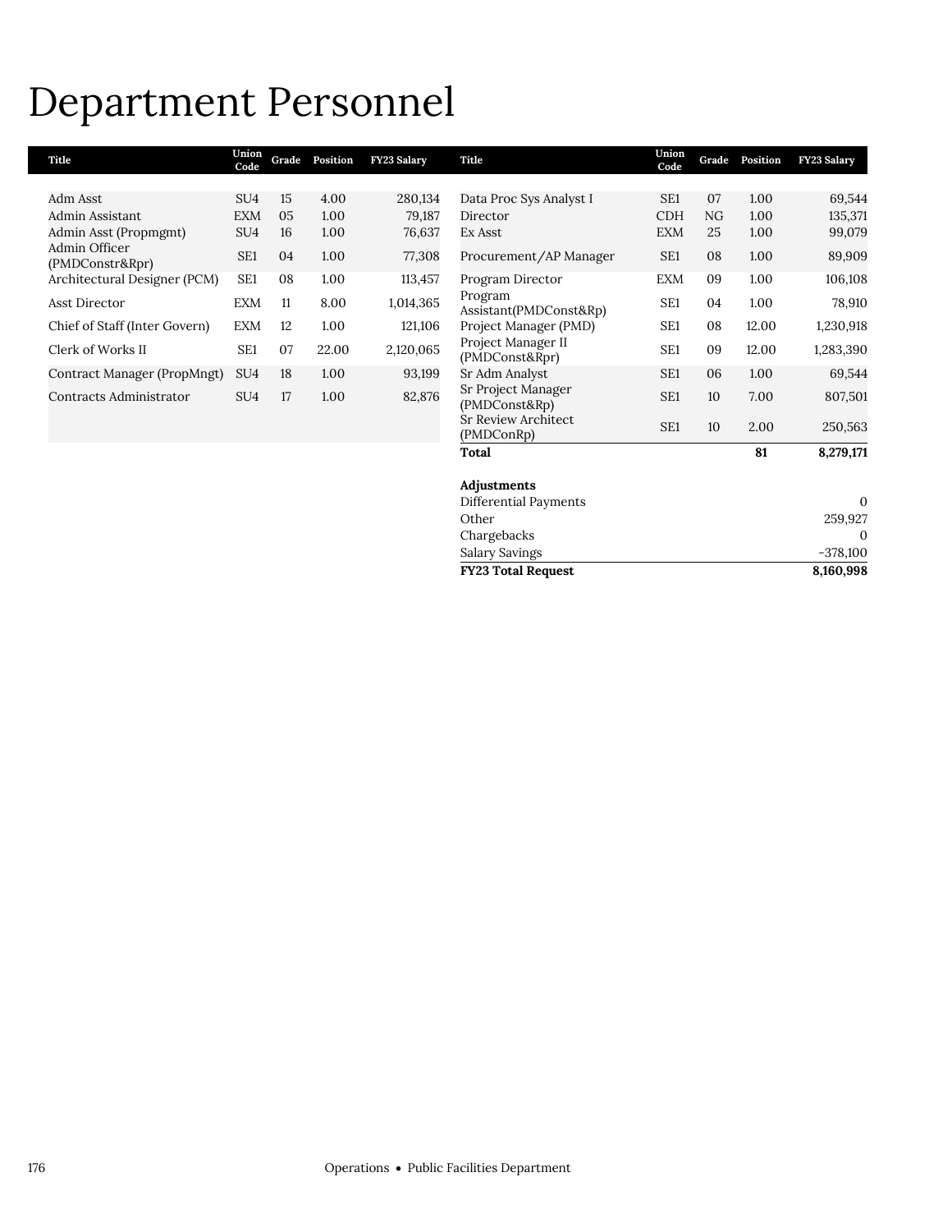# Department Personnel

| Title | Union Code | Grade | Position | FY23 Salary |
|---|---|---|---|---|
| Adm Asst | SU4 | 15 | 4.00 | 280,134 |
| Admin Assistant | EXM | 05 | 1.00 | 79,187 |
| Admin Asst (Propmgmt) | SU4 | 16 | 1.00 | 76,637 |
| Admin Officer (PMDConstr&Rpr) | SE1 | 04 | 1.00 | 77,308 |
| Architectural Designer (PCM) | SE1 | 08 | 1.00 | 113,457 |
| Asst Director | EXM | 11 | 8.00 | 1,014,365 |
| Chief of Staff (Inter Govern) | EXM | 12 | 1.00 | 121,106 |
| Clerk of Works II | SE1 | 07 | 22.00 | 2,120,065 |
| Contract Manager (PropMngt) | SU4 | 18 | 1.00 | 93,199 |
| Contracts Administrator | SU4 | 17 | 1.00 | 82,876 |
| Data Proc Sys Analyst I | SE1 | 07 | 1.00 | 69,544 |
| Director | CDH | NG | 1.00 | 135,371 |
| Ex Asst | EXM | 25 | 1.00 | 99,079 |
| Procurement/AP Manager | SE1 | 08 | 1.00 | 89,909 |
| Program Director | EXM | 09 | 1.00 | 106,108 |
| Program Assistant(PMDConst&Rp) | SE1 | 04 | 1.00 | 78,910 |
| Project Manager (PMD) | SE1 | 08 | 12.00 | 1,230,918 |
| Project Manager II (PMDConst&Rpr) | SE1 | 09 | 12.00 | 1,283,390 |
| Sr Adm Analyst | SE1 | 06 | 1.00 | 69,544 |
| Sr Project Manager (PMDConst&Rp) | SE1 | 10 | 7.00 | 807,501 |
| Sr Review Architect (PMDConRp) | SE1 | 10 | 2.00 | 250,563 |
| **Total** | | | **81** | **8,279,171** |

| **Adjustments** | |
|---|---|
| Differential Payments | 0 |
| Other | 259,927 |
| Chargebacks | 0 |
| Salary Savings | -378,100 |
| **FY23 Total Request** | **8,160,998** |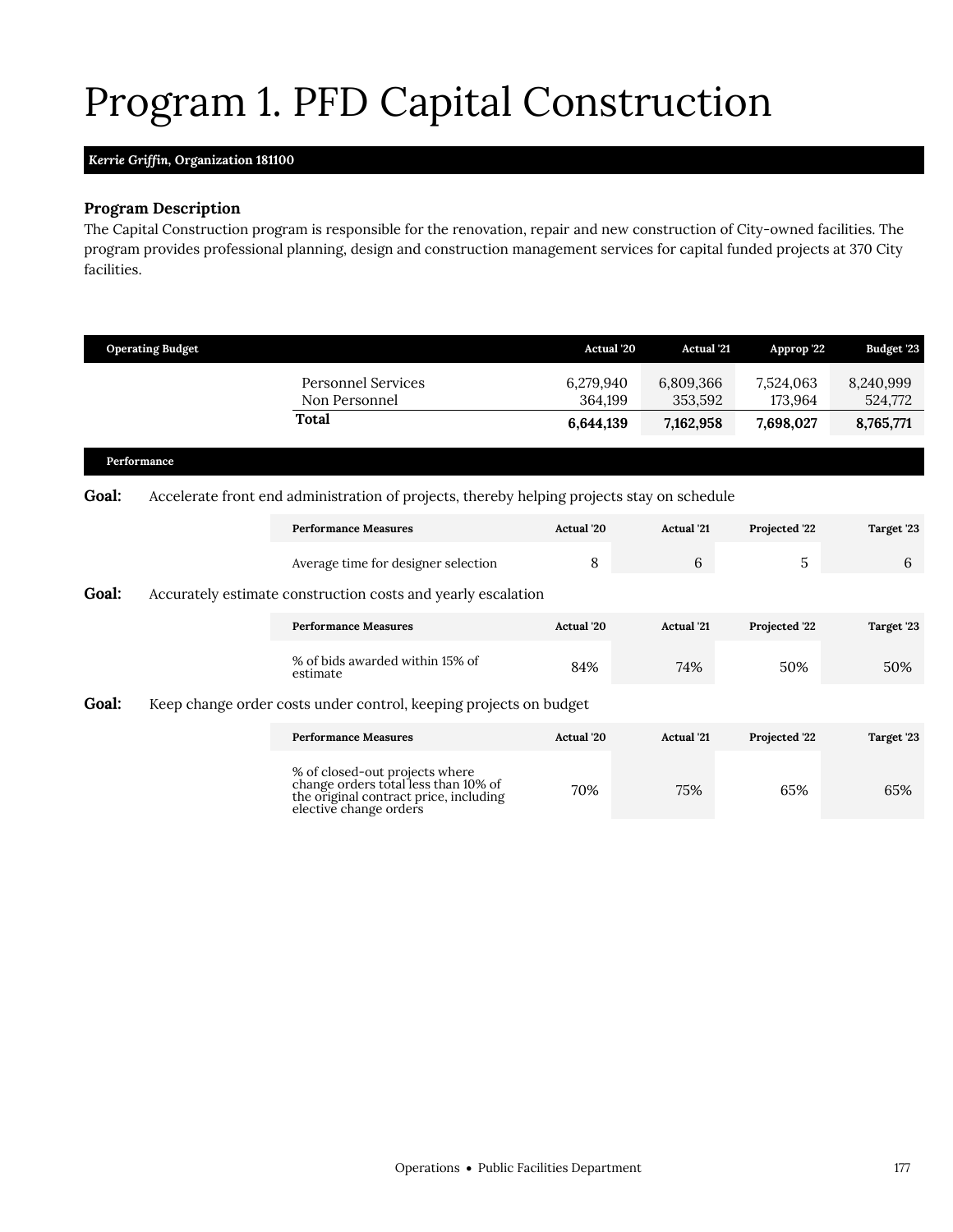# Program 1. PFD Capital Construction

***Kerrie Griffin*, Organization 181100**

### Program Description

The Capital Construction program is responsible for the renovation, repair and new construction of City-owned facilities. The program provides professional planning, design and construction management services for capital funded projects at 370 City facilities.

| Operating Budget | Actual '20 | Actual '21 | Approp '22 | Budget '23 |
|---|---|---|---|---|
| Personnel Services | 6,279,940 | 6,809,366 | 7,524,063 | 8,240,999 |
| Non Personnel | 364,199 | 353,592 | 173,964 | 524,772 |
| **Total** | **6,644,139** | **7,162,958** | **7,698,027** | **8,765,771** |

### Performance

**Goal:** Accelerate front end administration of projects, thereby helping projects stay on schedule

| Performance Measures | Actual '20 | Actual '21 | Projected '22 | Target '23 |
|---|---|---|---|---|
| Average time for designer selection | 8 | 6 | 5 | 6 |

**Goal:** Accurately estimate construction costs and yearly escalation

| Performance Measures | Actual '20 | Actual '21 | Projected '22 | Target '23 |
|---|---|---|---|---|
| % of bids awarded within 15% of estimate | 84% | 74% | 50% | 50% |

**Goal:** Keep change order costs under control, keeping projects on budget

| Performance Measures | Actual '20 | Actual '21 | Projected '22 | Target '23 |
|---|---|---|---|---|
| % of closed-out projects where change orders total less than 10% of the original contract price, including elective change orders | 70% | 75% | 65% | 65% |